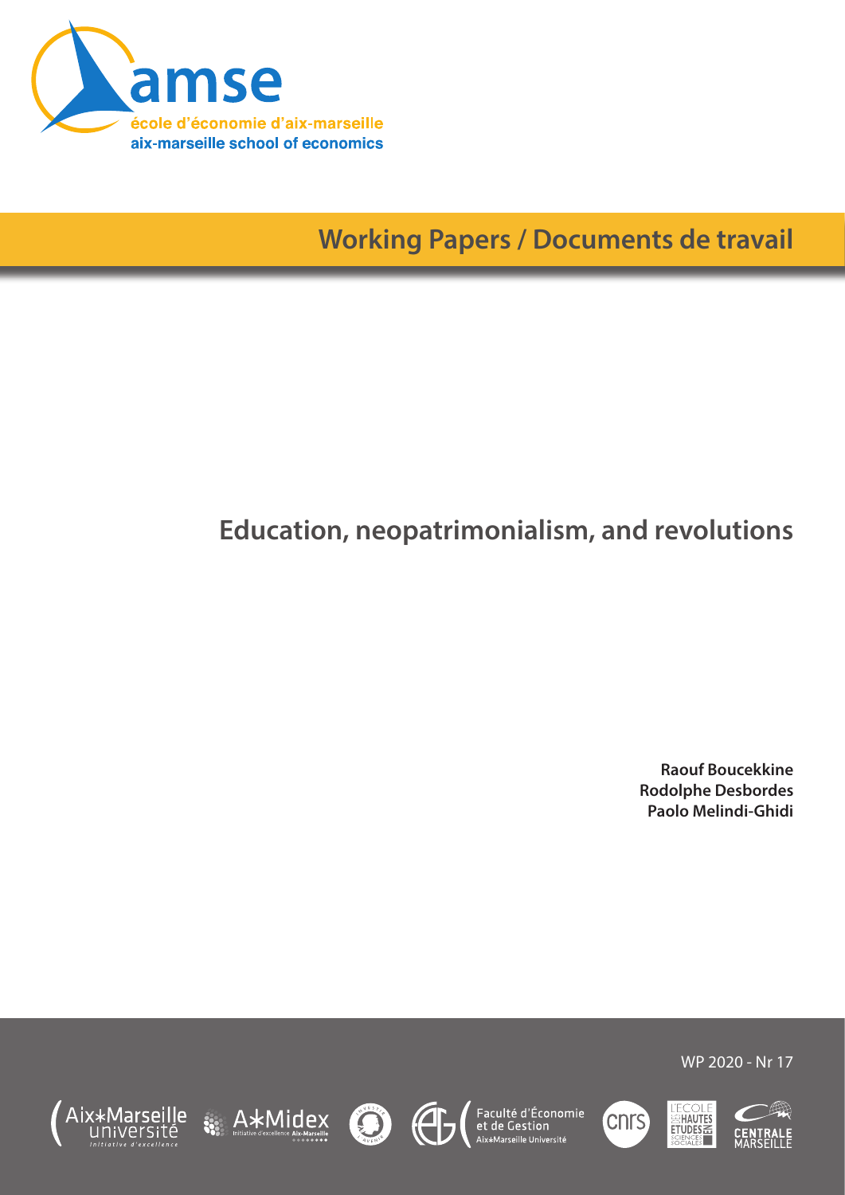amse

école d'économie d'aix-marseille

aix-marseille school of economics

**Working Papers / Documents de travail**

# Education, neopatrimonialism, and revolutions

**Raouf Boucekkine**
**Rodolphe Desbordes**
**Paolo Melindi-Ghidi**

WP 2020 - Nr 17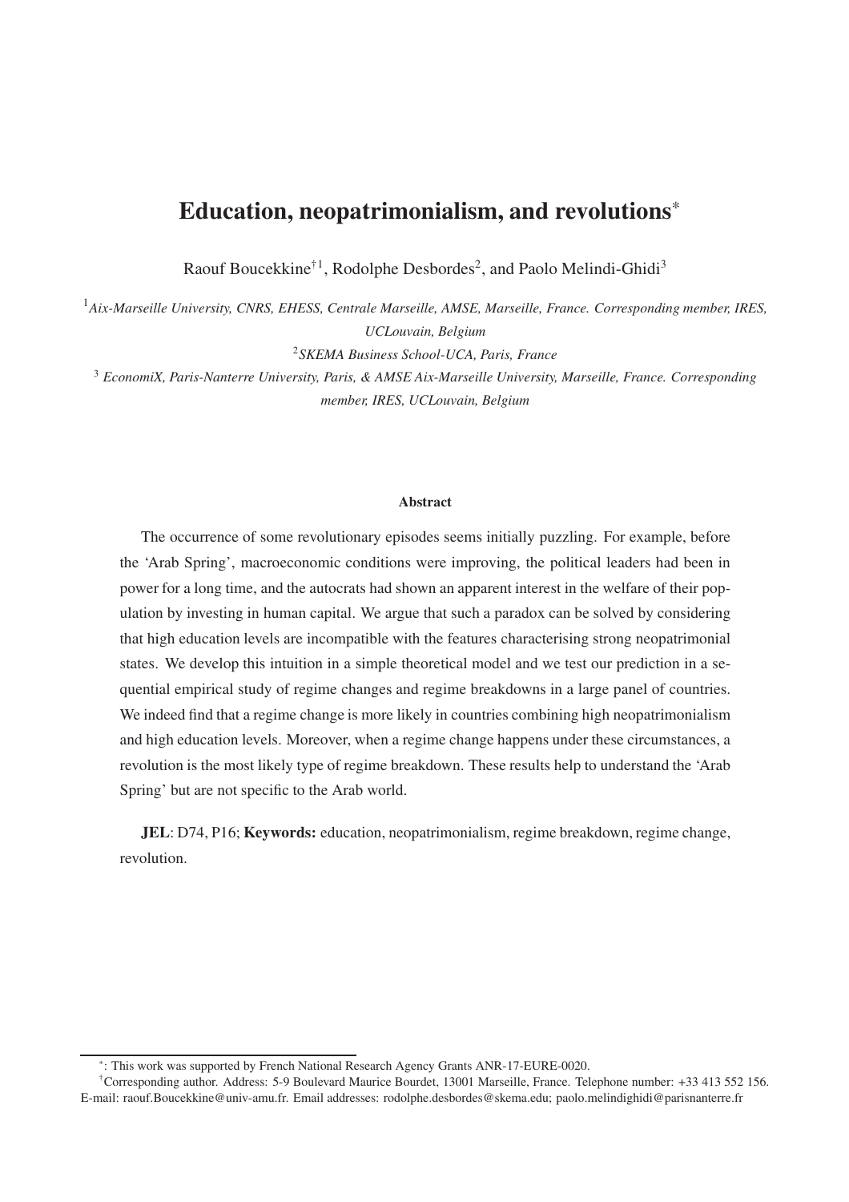# Education, neopatrimonialism, and revolutions*

Raouf Boucekkine[†1], Rodolphe Desbordes[2], and Paolo Melindi-Ghidi[3]

[1]*Aix-Marseille University, CNRS, EHESS, Centrale Marseille, AMSE, Marseille, France. Corresponding member, IRES, UCLouvain, Belgium*

[2]*SKEMA Business School-UCA, Paris, France*

[3] *EconomiX, Paris-Nanterre University, Paris, & AMSE Aix-Marseille University, Marseille, France. Corresponding member, IRES, UCLouvain, Belgium*

### Abstract

The occurrence of some revolutionary episodes seems initially puzzling. For example, before the 'Arab Spring', macroeconomic conditions were improving, the political leaders had been in power for a long time, and the autocrats had shown an apparent interest in the welfare of their population by investing in human capital. We argue that such a paradox can be solved by considering that high education levels are incompatible with the features characterising strong neopatrimonial states. We develop this intuition in a simple theoretical model and we test our prediction in a sequential empirical study of regime changes and regime breakdowns in a large panel of countries. We indeed find that a regime change is more likely in countries combining high neopatrimonialism and high education levels. Moreover, when a regime change happens under these circumstances, a revolution is the most likely type of regime breakdown. These results help to understand the 'Arab Spring' but are not specific to the Arab world.

**JEL**: D74, P16; **Keywords:** education, neopatrimonialism, regime breakdown, regime change, revolution.

---

*: This work was supported by French National Research Agency Grants ANR-17-EURE-0020.

†Corresponding author. Address: 5-9 Boulevard Maurice Bourdet, 13001 Marseille, France. Telephone number: +33 413 552 156. E-mail: raouf.Boucekkine@univ-amu.fr. Email addresses: rodolphe.desbordes@skema.edu; paolo.melindighidi@parisnanterre.fr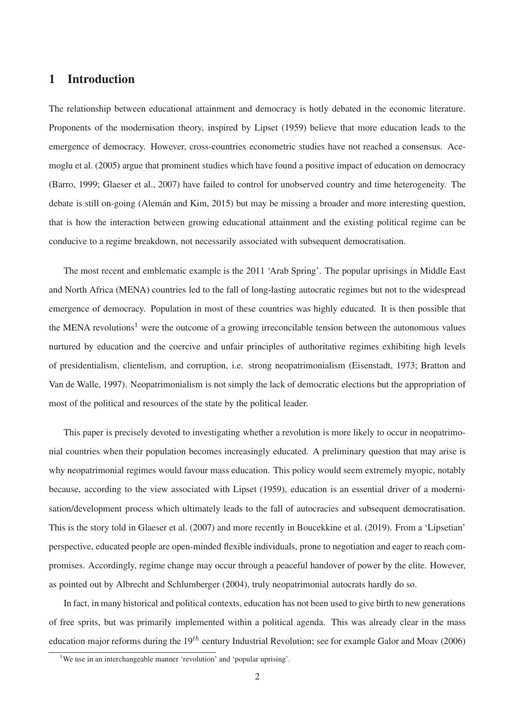## 1 Introduction

The relationship between educational attainment and democracy is hotly debated in the economic literature. Proponents of the modernisation theory, inspired by Lipset (1959) believe that more education leads to the emergence of democracy. However, cross-countries econometric studies have not reached a consensus. Acemoglu et al. (2005) argue that prominent studies which have found a positive impact of education on democracy (Barro, 1999; Glaeser et al., 2007) have failed to control for unobserved country and time heterogeneity. The debate is still on-going (Alemán and Kim, 2015) but may be missing a broader and more interesting question, that is how the interaction between growing educational attainment and the existing political regime can be conducive to a regime breakdown, not necessarily associated with subsequent democratisation.

The most recent and emblematic example is the 2011 'Arab Spring'. The popular uprisings in Middle East and North Africa (MENA) countries led to the fall of long-lasting autocratic regimes but not to the widespread emergence of democracy. Population in most of these countries was highly educated. It is then possible that the MENA revolutions[1] were the outcome of a growing irreconcilable tension between the autonomous values nurtured by education and the coercive and unfair principles of authoritative regimes exhibiting high levels of presidentialism, clientelism, and corruption, i.e. strong neopatrimonialism (Eisenstadt, 1973; Bratton and Van de Walle, 1997). Neopatrimonialism is not simply the lack of democratic elections but the appropriation of most of the political and resources of the state by the political leader.

This paper is precisely devoted to investigating whether a revolution is more likely to occur in neopatrimonial countries when their population becomes increasingly educated. A preliminary question that may arise is why neopatrimonial regimes would favour mass education. This policy would seem extremely myopic, notably because, according to the view associated with Lipset (1959), education is an essential driver of a modernisation/development process which ultimately leads to the fall of autocracies and subsequent democratisation. This is the story told in Glaeser et al. (2007) and more recently in Boucekkine et al. (2019). From a 'Lipsetian' perspective, educated people are open-minded flexible individuals, prone to negotiation and eager to reach compromises. Accordingly, regime change may occur through a peaceful handover of power by the elite. However, as pointed out by Albrecht and Schlumberger (2004), truly neopatrimonial autocrats hardly do so.

In fact, in many historical and political contexts, education has not been used to give birth to new generations of free sprits, but was primarily implemented within a political agenda. This was already clear in the mass education major reforms during the $19^{th}$ century Industrial Revolution; see for example Galor and Moav (2006)

[1] We use in an interchangeable manner 'revolution' and 'popular uprising'.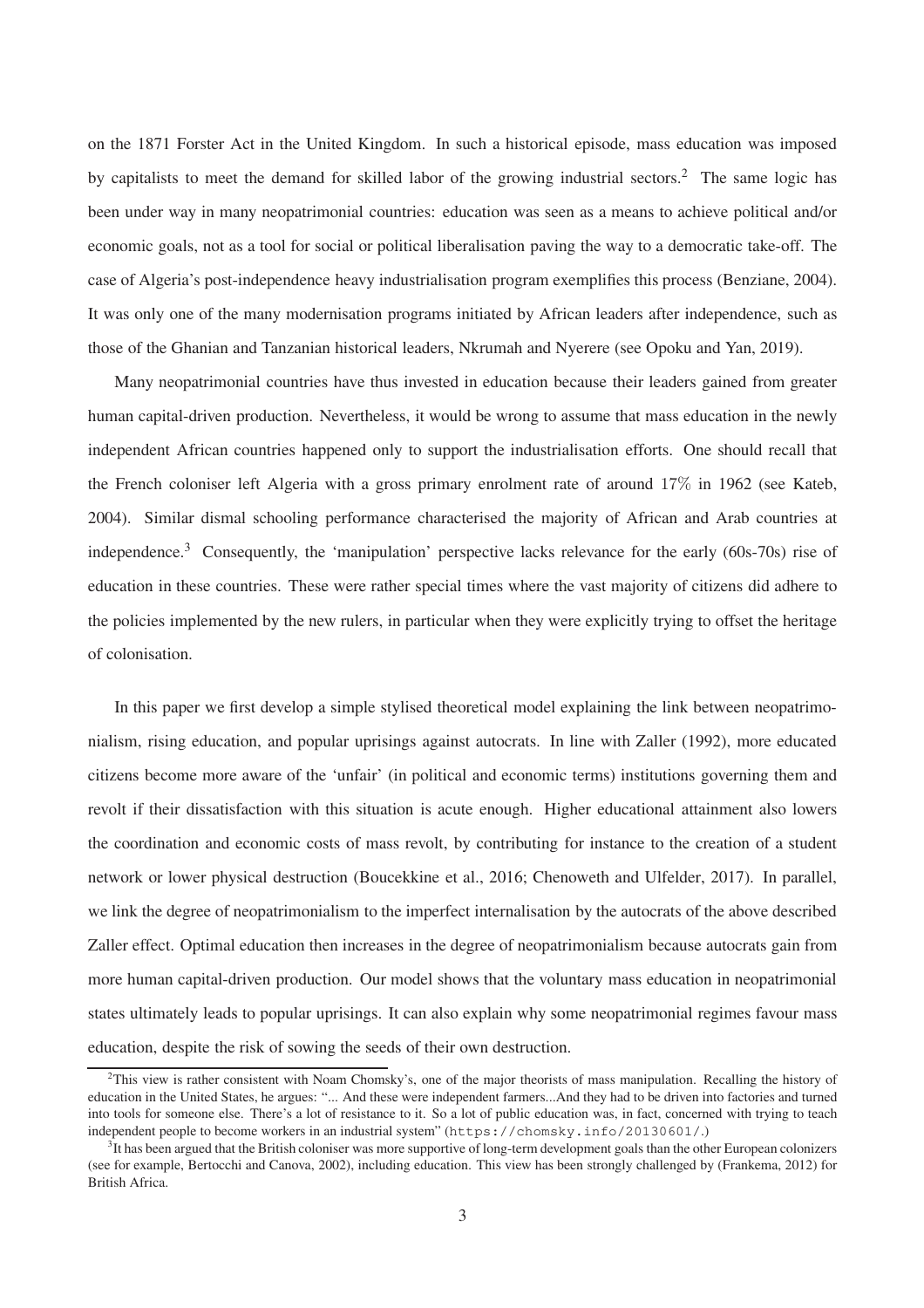on the 1871 Forster Act in the United Kingdom. In such a historical episode, mass education was imposed by capitalists to meet the demand for skilled labor of the growing industrial sectors.[2] The same logic has been under way in many neopatrimonial countries: education was seen as a means to achieve political and/or economic goals, not as a tool for social or political liberalisation paving the way to a democratic take-off. The case of Algeria's post-independence heavy industrialisation program exemplifies this process (Benziane, 2004). It was only one of the many modernisation programs initiated by African leaders after independence, such as those of the Ghanian and Tanzanian historical leaders, Nkrumah and Nyerere (see Opoku and Yan, 2019).

Many neopatrimonial countries have thus invested in education because their leaders gained from greater human capital-driven production. Nevertheless, it would be wrong to assume that mass education in the newly independent African countries happened only to support the industrialisation efforts. One should recall that the French coloniser left Algeria with a gross primary enrolment rate of around 17% in 1962 (see Kateb, 2004). Similar dismal schooling performance characterised the majority of African and Arab countries at independence.[3] Consequently, the 'manipulation' perspective lacks relevance for the early (60s-70s) rise of education in these countries. These were rather special times where the vast majority of citizens did adhere to the policies implemented by the new rulers, in particular when they were explicitly trying to offset the heritage of colonisation.

In this paper we first develop a simple stylised theoretical model explaining the link between neopatrimonialism, rising education, and popular uprisings against autocrats. In line with Zaller (1992), more educated citizens become more aware of the 'unfair' (in political and economic terms) institutions governing them and revolt if their dissatisfaction with this situation is acute enough. Higher educational attainment also lowers the coordination and economic costs of mass revolt, by contributing for instance to the creation of a student network or lower physical destruction (Boucekkine et al., 2016; Chenoweth and Ulfelder, 2017). In parallel, we link the degree of neopatrimonialism to the imperfect internalisation by the autocrats of the above described Zaller effect. Optimal education then increases in the degree of neopatrimonialism because autocrats gain from more human capital-driven production. Our model shows that the voluntary mass education in neopatrimonial states ultimately leads to popular uprisings. It can also explain why some neopatrimonial regimes favour mass education, despite the risk of sowing the seeds of their own destruction.

---

[2] This view is rather consistent with Noam Chomsky's, one of the major theorists of mass manipulation. Recalling the history of education in the United States, he argues: "... And these were independent farmers...And they had to be driven into factories and turned into tools for someone else. There's a lot of resistance to it. So a lot of public education was, in fact, concerned with trying to teach independent people to become workers in an industrial system" (`https://chomsky.info/20130601/`.)

[3] It has been argued that the British coloniser was more supportive of long-term development goals than the other European colonizers (see for example, Bertocchi and Canova, 2002), including education. This view has been strongly challenged by (Frankema, 2012) for British Africa.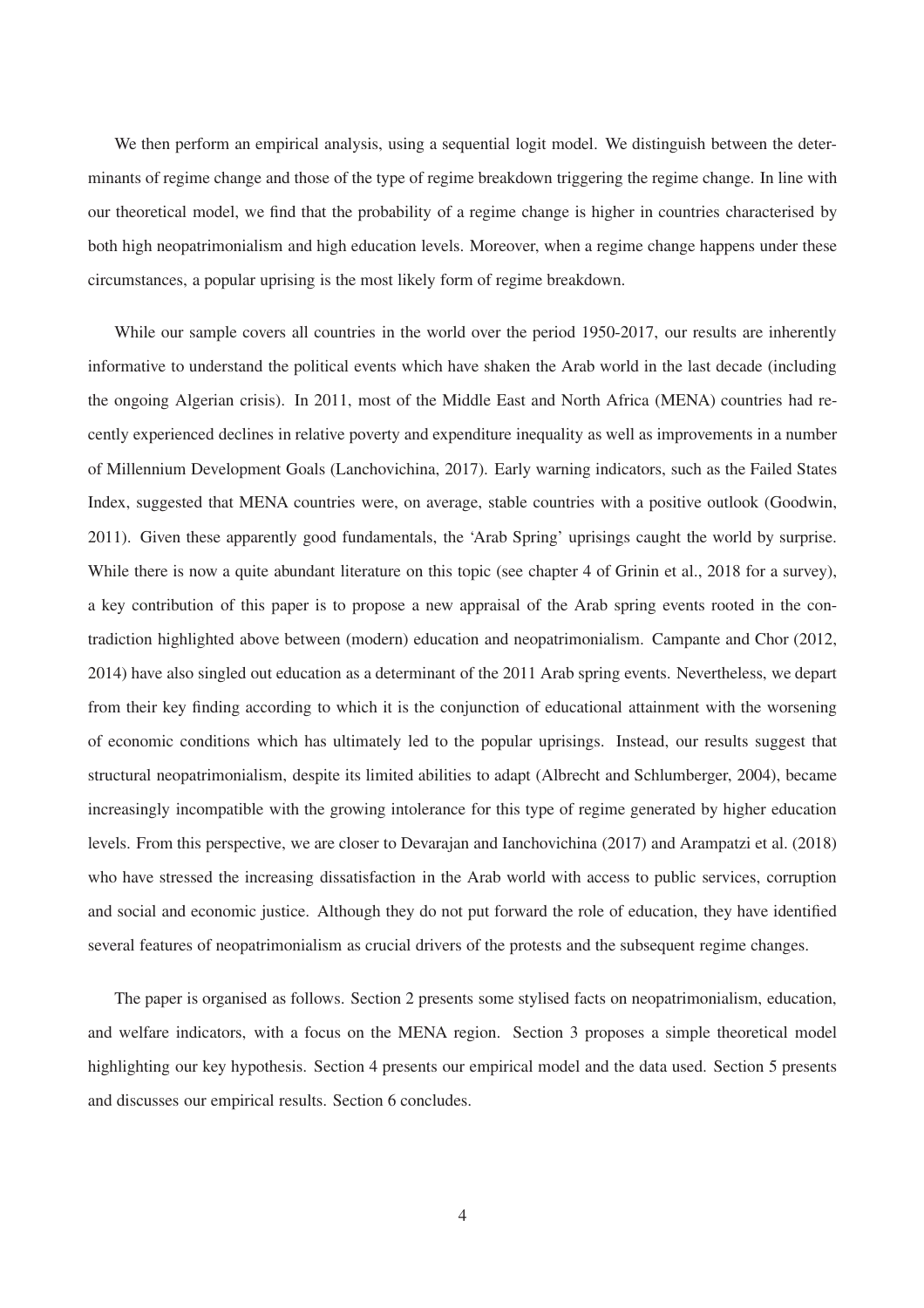We then perform an empirical analysis, using a sequential logit model. We distinguish between the determinants of regime change and those of the type of regime breakdown triggering the regime change. In line with our theoretical model, we find that the probability of a regime change is higher in countries characterised by both high neopatrimonialism and high education levels. Moreover, when a regime change happens under these circumstances, a popular uprising is the most likely form of regime breakdown.

While our sample covers all countries in the world over the period 1950-2017, our results are inherently informative to understand the political events which have shaken the Arab world in the last decade (including the ongoing Algerian crisis). In 2011, most of the Middle East and North Africa (MENA) countries had recently experienced declines in relative poverty and expenditure inequality as well as improvements in a number of Millennium Development Goals (Lanchovichina, 2017). Early warning indicators, such as the Failed States Index, suggested that MENA countries were, on average, stable countries with a positive outlook (Goodwin, 2011). Given these apparently good fundamentals, the 'Arab Spring' uprisings caught the world by surprise. While there is now a quite abundant literature on this topic (see chapter 4 of Grinin et al., 2018 for a survey), a key contribution of this paper is to propose a new appraisal of the Arab spring events rooted in the contradiction highlighted above between (modern) education and neopatrimonialism. Campante and Chor (2012, 2014) have also singled out education as a determinant of the 2011 Arab spring events. Nevertheless, we depart from their key finding according to which it is the conjunction of educational attainment with the worsening of economic conditions which has ultimately led to the popular uprisings. Instead, our results suggest that structural neopatrimonialism, despite its limited abilities to adapt (Albrecht and Schlumberger, 2004), became increasingly incompatible with the growing intolerance for this type of regime generated by higher education levels. From this perspective, we are closer to Devarajan and Ianchovichina (2017) and Arampatzi et al. (2018) who have stressed the increasing dissatisfaction in the Arab world with access to public services, corruption and social and economic justice. Although they do not put forward the role of education, they have identified several features of neopatrimonialism as crucial drivers of the protests and the subsequent regime changes.

The paper is organised as follows. Section 2 presents some stylised facts on neopatrimonialism, education, and welfare indicators, with a focus on the MENA region. Section 3 proposes a simple theoretical model highlighting our key hypothesis. Section 4 presents our empirical model and the data used. Section 5 presents and discusses our empirical results. Section 6 concludes.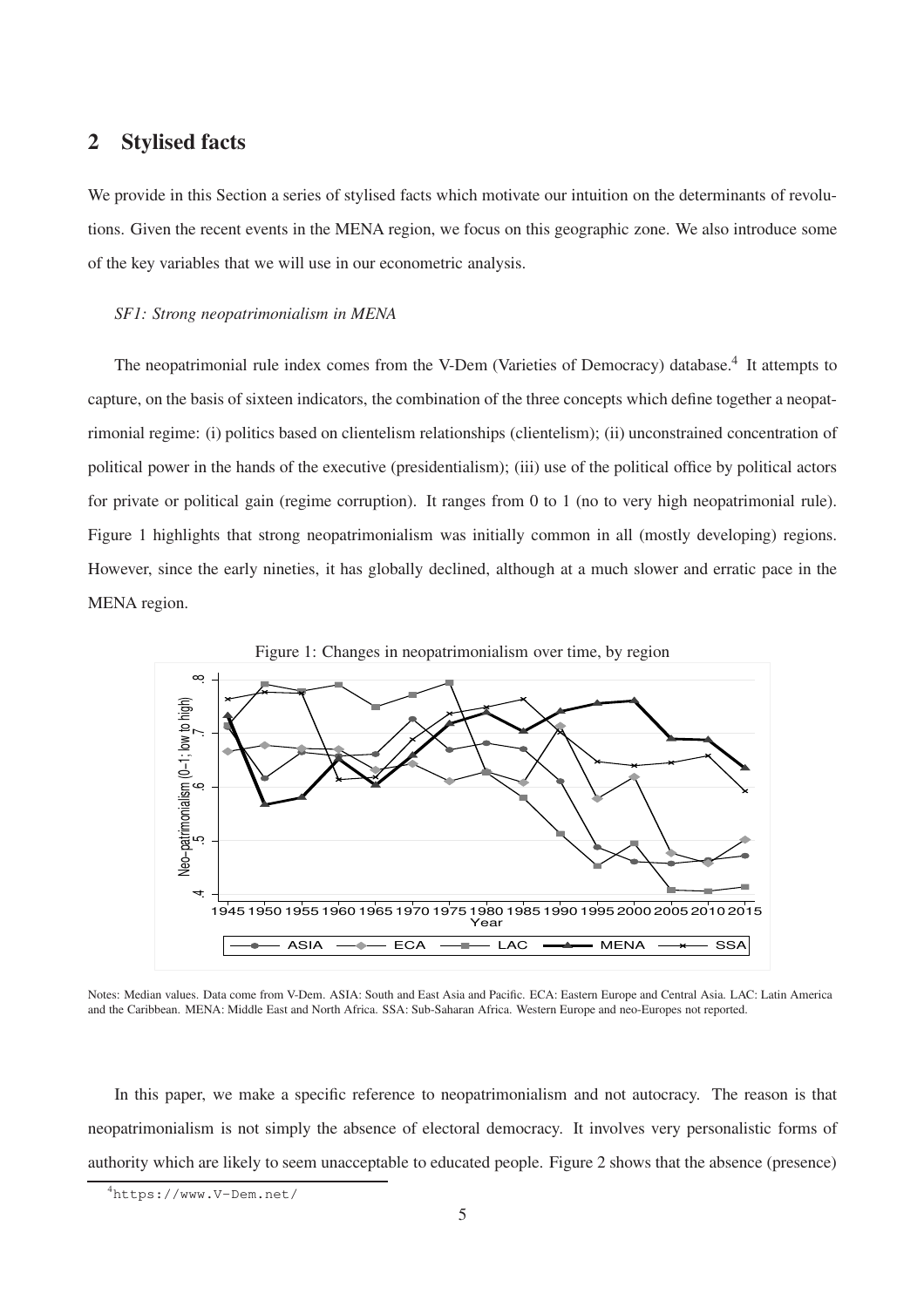## 2 Stylised facts

We provide in this Section a series of stylised facts which motivate our intuition on the determinants of revolutions. Given the recent events in the MENA region, we focus on this geographic zone. We also introduce some of the key variables that we will use in our econometric analysis.

*SF1: Strong neopatrimonialism in MENA*

The neopatrimonial rule index comes from the V-Dem (Varieties of Democracy) database.[4] It attempts to capture, on the basis of sixteen indicators, the combination of the three concepts which define together a neopatrimonial regime: (i) politics based on clientelism relationships (clientelism); (ii) unconstrained concentration of political power in the hands of the executive (presidentialism); (iii) use of the political office by political actors for private or political gain (regime corruption). It ranges from 0 to 1 (no to very high neopatrimonial rule). Figure 1 highlights that strong neopatrimonialism was initially common in all (mostly developing) regions. However, since the early nineties, it has globally declined, although at a much slower and erratic pace in the MENA region.

Figure 1: Changes in neopatrimonialism over time, by region

Notes: Median values. Data come from V-Dem. ASIA: South and East Asia and Pacific. ECA: Eastern Europe and Central Asia. LAC: Latin America and the Caribbean. MENA: Middle East and North Africa. SSA: Sub-Saharan Africa. Western Europe and neo-Europes not reported.

In this paper, we make a specific reference to neopatrimonialism and not autocracy. The reason is that neopatrimonialism is not simply the absence of electoral democracy. It involves very personalistic forms of authority which are likely to seem unacceptable to educated people. Figure 2 shows that the absence (presence)

[4] https://www.V-Dem.net/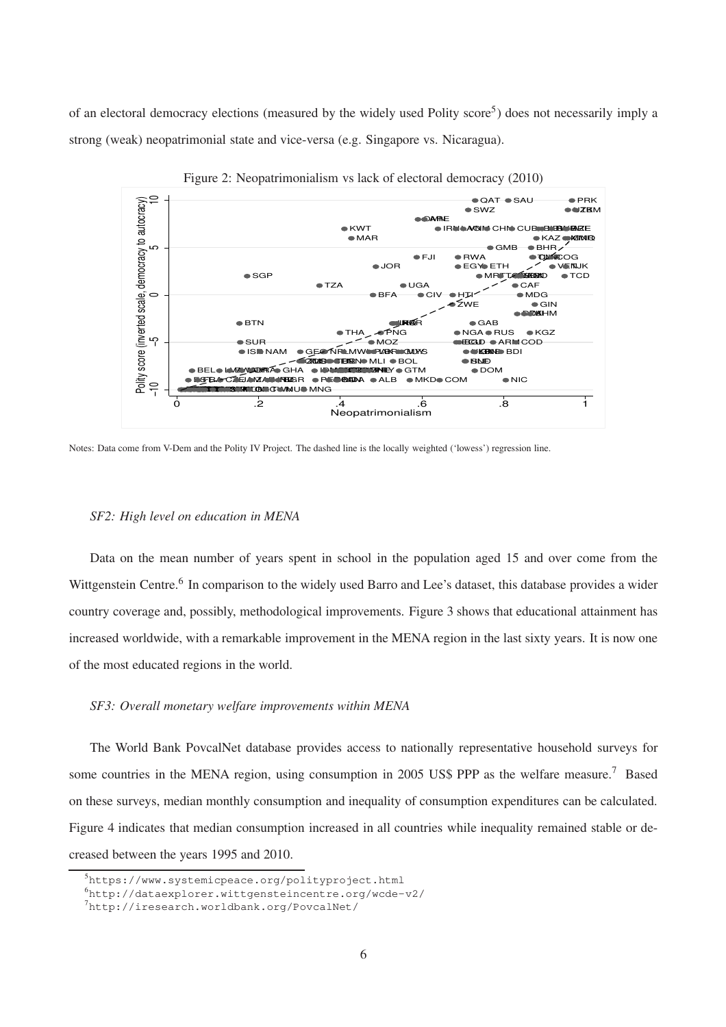of an electoral democracy elections (measured by the widely used Polity score[5]) does not necessarily imply a strong (weak) neopatrimonial state and vice-versa (e.g. Singapore vs. Nicaragua).

Figure 2: Neopatrimonialism vs lack of electoral democracy (2010)

Notes: Data come from V-Dem and the Polity IV Project. The dashed line is the locally weighted ('lowess') regression line.

*SF2: High level on education in MENA*

Data on the mean number of years spent in school in the population aged 15 and over come from the Wittgenstein Centre.[6] In comparison to the widely used Barro and Lee's dataset, this database provides a wider country coverage and, possibly, methodological improvements. Figure 3 shows that educational attainment has increased worldwide, with a remarkable improvement in the MENA region in the last sixty years. It is now one of the most educated regions in the world.

*SF3: Overall monetary welfare improvements within MENA*

The World Bank PovcalNet database provides access to nationally representative household surveys for some countries in the MENA region, using consumption in 2005 US$ PPP as the welfare measure.[7] Based on these surveys, median monthly consumption and inequality of consumption expenditures can be calculated. Figure 4 indicates that median consumption increased in all countries while inequality remained stable or decreased between the years 1995 and 2010.

[5] https://www.systemicpeace.org/polityproject.html

[6] http://dataexplorer.wittgensteincentre.org/wcde-v2/

[7] http://iresearch.worldbank.org/PovcalNet/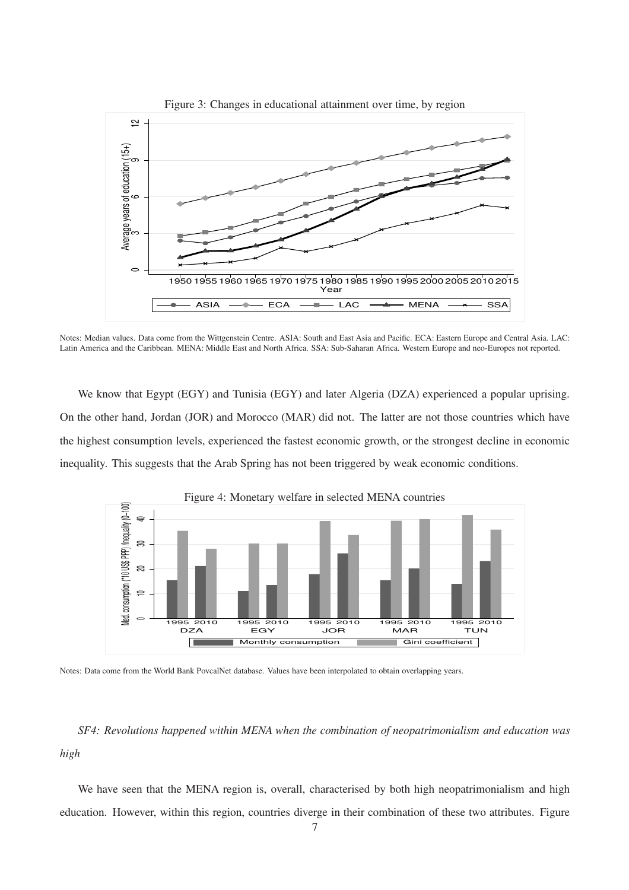Figure 3: Changes in educational attainment over time, by region

Notes: Median values. Data come from the Wittgenstein Centre. ASIA: South and East Asia and Pacific. ECA: Eastern Europe and Central Asia. LAC: Latin America and the Caribbean. MENA: Middle East and North Africa. SSA: Sub-Saharan Africa. Western Europe and neo-Europes not reported.

We know that Egypt (EGY) and Tunisia (EGY) and later Algeria (DZA) experienced a popular uprising. On the other hand, Jordan (JOR) and Morocco (MAR) did not. The latter are not those countries which have the highest consumption levels, experienced the fastest economic growth, or the strongest decline in economic inequality. This suggests that the Arab Spring has not been triggered by weak economic conditions.

Figure 4: Monetary welfare in selected MENA countries

Notes: Data come from the World Bank PovcalNet database. Values have been interpolated to obtain overlapping years.

*SF4: Revolutions happened within MENA when the combination of neopatrimonialism and education was high*

We have seen that the MENA region is, overall, characterised by both high neopatrimonialism and high education. However, within this region, countries diverge in their combination of these two attributes. Figure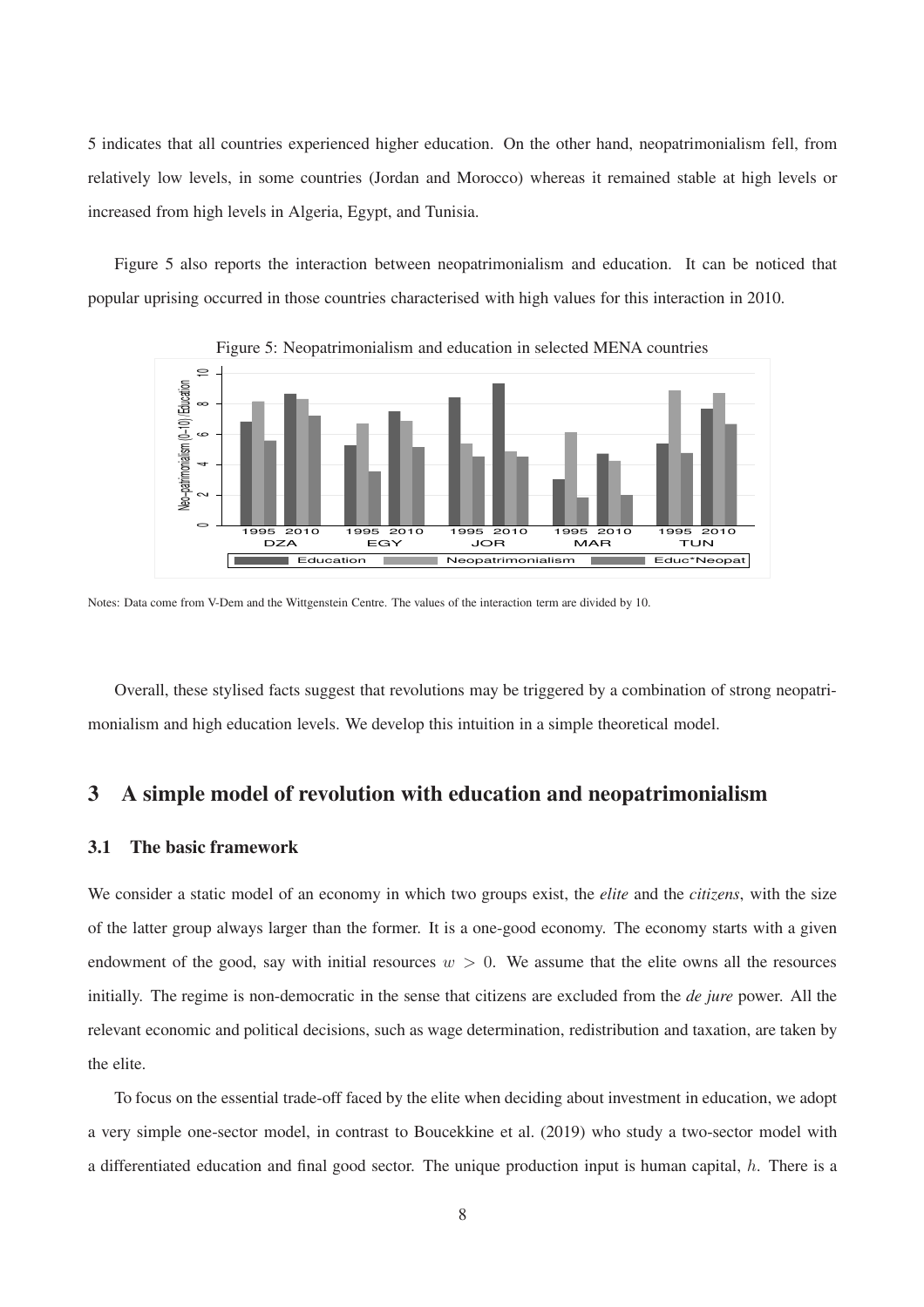5 indicates that all countries experienced higher education. On the other hand, neopatrimonialism fell, from relatively low levels, in some countries (Jordan and Morocco) whereas it remained stable at high levels or increased from high levels in Algeria, Egypt, and Tunisia.

Figure 5 also reports the interaction between neopatrimonialism and education. It can be noticed that popular uprising occurred in those countries characterised with high values for this interaction in 2010.

Figure 5: Neopatrimonialism and education in selected MENA countries

Notes: Data come from V-Dem and the Wittgenstein Centre. The values of the interaction term are divided by 10.

Overall, these stylised facts suggest that revolutions may be triggered by a combination of strong neopatrimonialism and high education levels. We develop this intuition in a simple theoretical model.

## 3 A simple model of revolution with education and neopatrimonialism

### 3.1 The basic framework

We consider a static model of an economy in which two groups exist, the *elite* and the *citizens*, with the size of the latter group always larger than the former. It is a one-good economy. The economy starts with a given endowment of the good, say with initial resources $w > 0$. We assume that the elite owns all the resources initially. The regime is non-democratic in the sense that citizens are excluded from the *de jure* power. All the relevant economic and political decisions, such as wage determination, redistribution and taxation, are taken by the elite.

To focus on the essential trade-off faced by the elite when deciding about investment in education, we adopt a very simple one-sector model, in contrast to Boucekkine et al. (2019) who study a two-sector model with a differentiated education and final good sector. The unique production input is human capital, $h$. There is a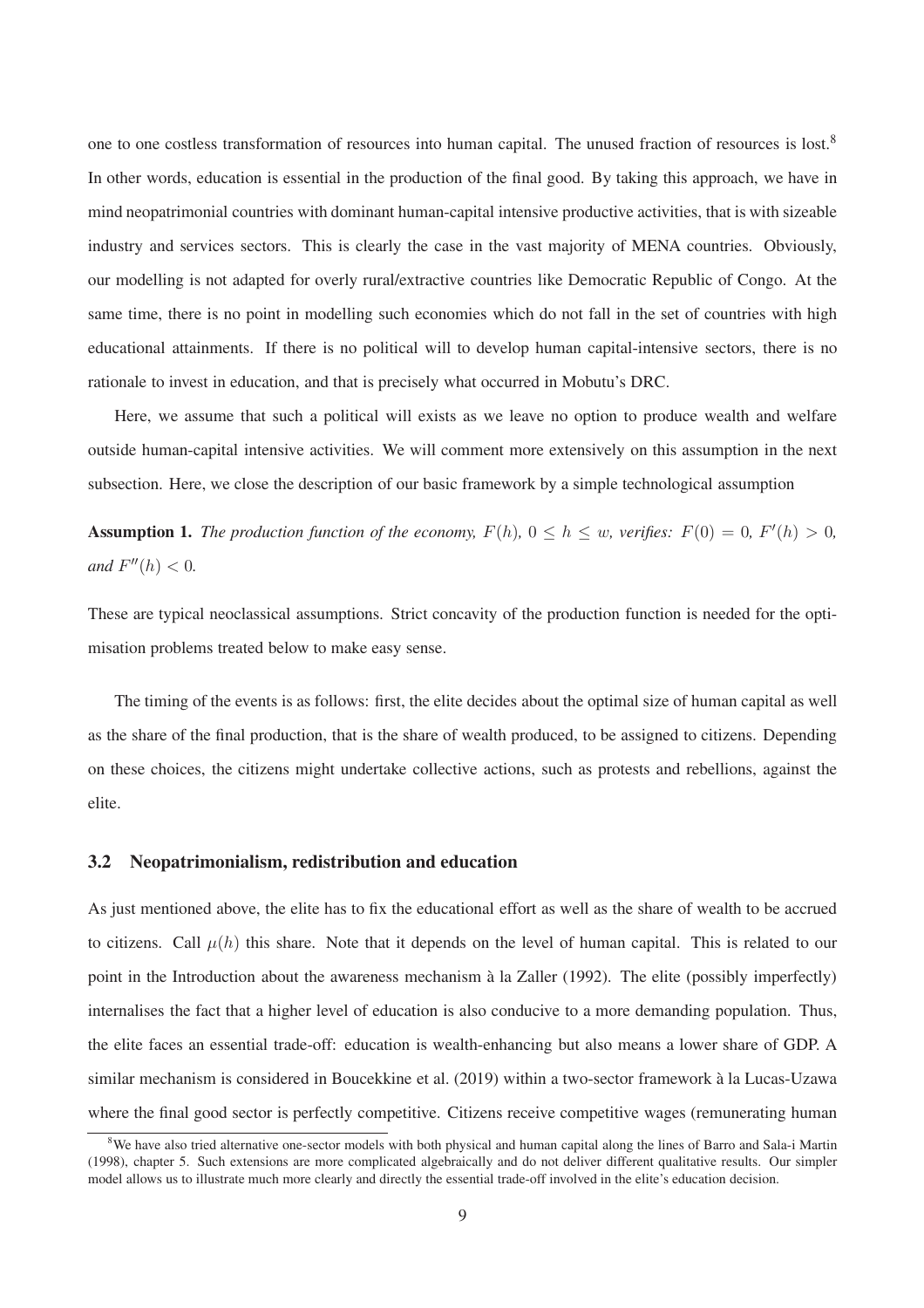one to one costless transformation of resources into human capital. The unused fraction of resources is lost.[8] In other words, education is essential in the production of the final good. By taking this approach, we have in mind neopatrimonial countries with dominant human-capital intensive productive activities, that is with sizeable industry and services sectors. This is clearly the case in the vast majority of MENA countries. Obviously, our modelling is not adapted for overly rural/extractive countries like Democratic Republic of Congo. At the same time, there is no point in modelling such economies which do not fall in the set of countries with high educational attainments. If there is no political will to develop human capital-intensive sectors, there is no rationale to invest in education, and that is precisely what occurred in Mobutu's DRC.

Here, we assume that such a political will exists as we leave no option to produce wealth and welfare outside human-capital intensive activities. We will comment more extensively on this assumption in the next subsection. Here, we close the description of our basic framework by a simple technological assumption

**Assumption 1.** *The production function of the economy, $F(h)$, $0 \leq h \leq w$, verifies: $F(0) = 0$, $F'(h) > 0$, and $F''(h) < 0$.*

These are typical neoclassical assumptions. Strict concavity of the production function is needed for the optimisation problems treated below to make easy sense.

The timing of the events is as follows: first, the elite decides about the optimal size of human capital as well as the share of the final production, that is the share of wealth produced, to be assigned to citizens. Depending on these choices, the citizens might undertake collective actions, such as protests and rebellions, against the elite.

### 3.2 Neopatrimonialism, redistribution and education

As just mentioned above, the elite has to fix the educational effort as well as the share of wealth to be accrued to citizens. Call $\mu(h)$ this share. Note that it depends on the level of human capital. This is related to our point in the Introduction about the awareness mechanism à la Zaller (1992). The elite (possibly imperfectly) internalises the fact that a higher level of education is also conducive to a more demanding population. Thus, the elite faces an essential trade-off: education is wealth-enhancing but also means a lower share of GDP. A similar mechanism is considered in Boucekkine et al. (2019) within a two-sector framework à la Lucas-Uzawa where the final good sector is perfectly competitive. Citizens receive competitive wages (remunerating human

[8] We have also tried alternative one-sector models with both physical and human capital along the lines of Barro and Sala-i Martin (1998), chapter 5. Such extensions are more complicated algebraically and do not deliver different qualitative results. Our simpler model allows us to illustrate much more clearly and directly the essential trade-off involved in the elite's education decision.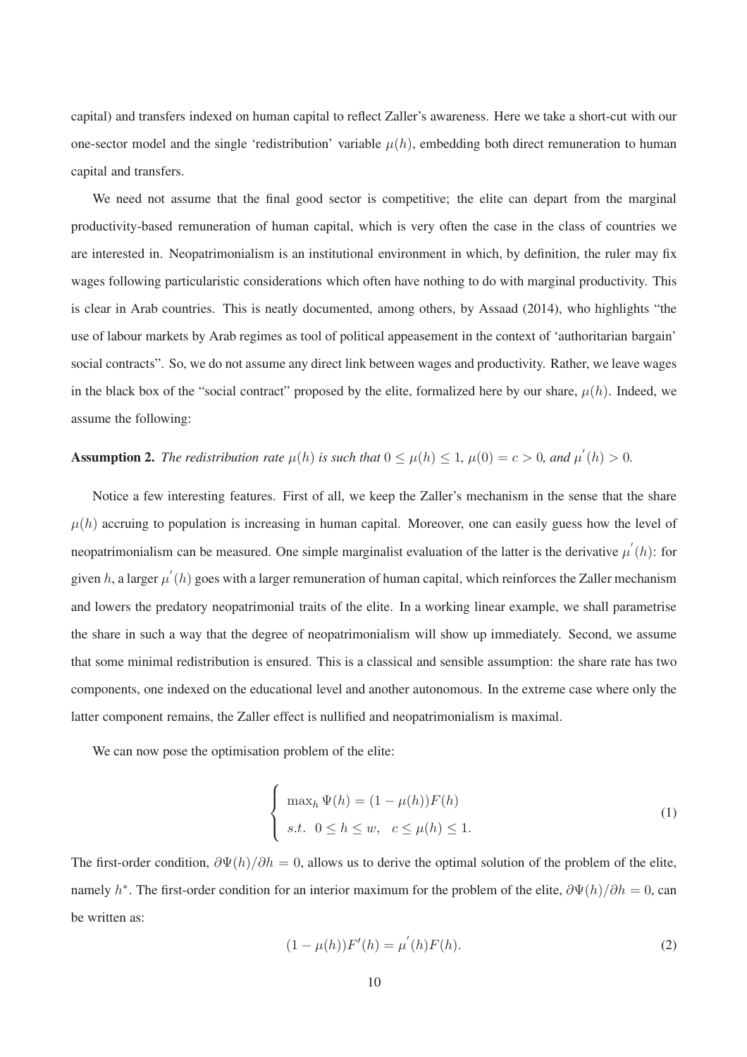capital) and transfers indexed on human capital to reflect Zaller's awareness. Here we take a short-cut with our one-sector model and the single 'redistribution' variable $\mu(h)$, embedding both direct remuneration to human capital and transfers.

We need not assume that the final good sector is competitive; the elite can depart from the marginal productivity-based remuneration of human capital, which is very often the case in the class of countries we are interested in. Neopatrimonialism is an institutional environment in which, by definition, the ruler may fix wages following particularistic considerations which often have nothing to do with marginal productivity. This is clear in Arab countries. This is neatly documented, among others, by Assaad (2014), who highlights "the use of labour markets by Arab regimes as tool of political appeasement in the context of 'authoritarian bargain' social contracts". So, we do not assume any direct link between wages and productivity. Rather, we leave wages in the black box of the "social contract" proposed by the elite, formalized here by our share, $\mu(h)$. Indeed, we assume the following:

**Assumption 2.** *The redistribution rate $\mu(h)$ is such that $0 \leq \mu(h) \leq 1$, $\mu(0) = c > 0$, and $\mu^{'}(h) > 0$.*

Notice a few interesting features. First of all, we keep the Zaller's mechanism in the sense that the share $\mu(h)$ accruing to population is increasing in human capital. Moreover, one can easily guess how the level of neopatrimonialism can be measured. One simple marginalist evaluation of the latter is the derivative $\mu^{'}(h)$: for given $h$, a larger $\mu^{'}(h)$ goes with a larger remuneration of human capital, which reinforces the Zaller mechanism and lowers the predatory neopatrimonial traits of the elite. In a working linear example, we shall parametrise the share in such a way that the degree of neopatrimonialism will show up immediately. Second, we assume that some minimal redistribution is ensured. This is a classical and sensible assumption: the share rate has two components, one indexed on the educational level and another autonomous. In the extreme case where only the latter component remains, the Zaller effect is nullified and neopatrimonialism is maximal.

We can now pose the optimisation problem of the elite:

$$\begin{cases} \max_h \Psi(h) = (1 - \mu(h))F(h) \\ s.t. \;\; 0 \leq h \leq w, \;\; c \leq \mu(h) \leq 1. \end{cases} \tag{1}$$

The first-order condition, $\partial \Psi(h)/\partial h = 0$, allows us to derive the optimal solution of the problem of the elite, namely $h^*$. The first-order condition for an interior maximum for the problem of the elite, $\partial \Psi(h)/\partial h = 0$, can be written as:

$$(1 - \mu(h))F'(h) = \mu^{'}(h)F(h). \tag{2}$$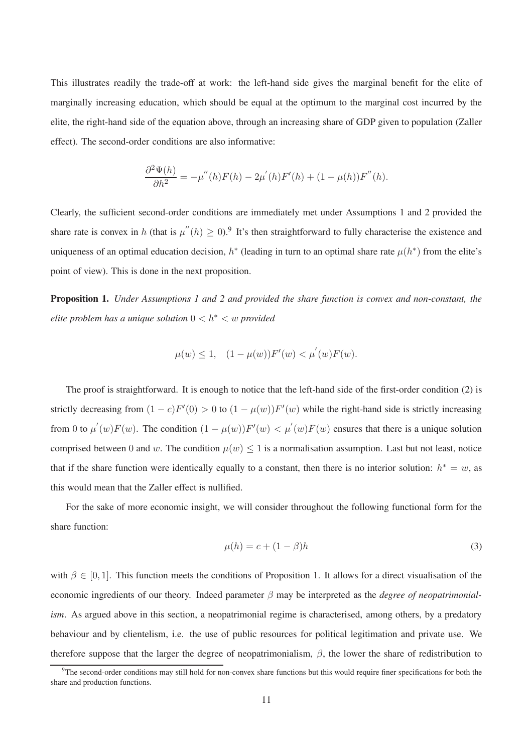This illustrates readily the trade-off at work: the left-hand side gives the marginal benefit for the elite of marginally increasing education, which should be equal at the optimum to the marginal cost incurred by the elite, the right-hand side of the equation above, through an increasing share of GDP given to population (Zaller effect). The second-order conditions are also informative:

$$\frac{\partial^2 \Psi(h)}{\partial h^2} = -\mu^{''}(h)F(h) - 2\mu^{'}(h)F'(h) + (1-\mu(h))F^{''}(h).$$

Clearly, the sufficient second-order conditions are immediately met under Assumptions 1 and 2 provided the share rate is convex in $h$ (that is $\mu^{''}(h) \geq 0$).[9] It's then straightforward to fully characterise the existence and uniqueness of an optimal education decision, $h^*$ (leading in turn to an optimal share rate $\mu(h^*)$ from the elite's point of view). This is done in the next proposition.

**Proposition 1.** *Under Assumptions 1 and 2 and provided the share function is convex and non-constant, the elite problem has a unique solution* $0 < h^* < w$ *provided*

$$\mu(w) \leq 1, \quad (1-\mu(w))F'(w) < \mu^{'}(w)F(w).$$

The proof is straightforward. It is enough to notice that the left-hand side of the first-order condition (2) is strictly decreasing from $(1-c)F'(0) > 0$ to $(1-\mu(w))F'(w)$ while the right-hand side is strictly increasing from 0 to $\mu^{'}(w)F(w)$. The condition $(1-\mu(w))F'(w) < \mu^{'}(w)F(w)$ ensures that there is a unique solution comprised between 0 and $w$. The condition $\mu(w) \leq 1$ is a normalisation assumption. Last but not least, notice that if the share function were identically equally to a constant, then there is no interior solution: $h^* = w$, as this would mean that the Zaller effect is nullified.

For the sake of more economic insight, we will consider throughout the following functional form for the share function:

$$\mu(h) = c + (1-\beta)h \tag{3}$$

with $\beta \in [0, 1]$. This function meets the conditions of Proposition 1. It allows for a direct visualisation of the economic ingredients of our theory. Indeed parameter $\beta$ may be interpreted as the *degree of neopatrimonialism*. As argued above in this section, a neopatrimonial regime is characterised, among others, by a predatory behaviour and by clientelism, i.e. the use of public resources for political legitimation and private use. We therefore suppose that the larger the degree of neopatrimonialism, $\beta$, the lower the share of redistribution to

[9] The second-order conditions may still hold for non-convex share functions but this would require finer specifications for both the share and production functions.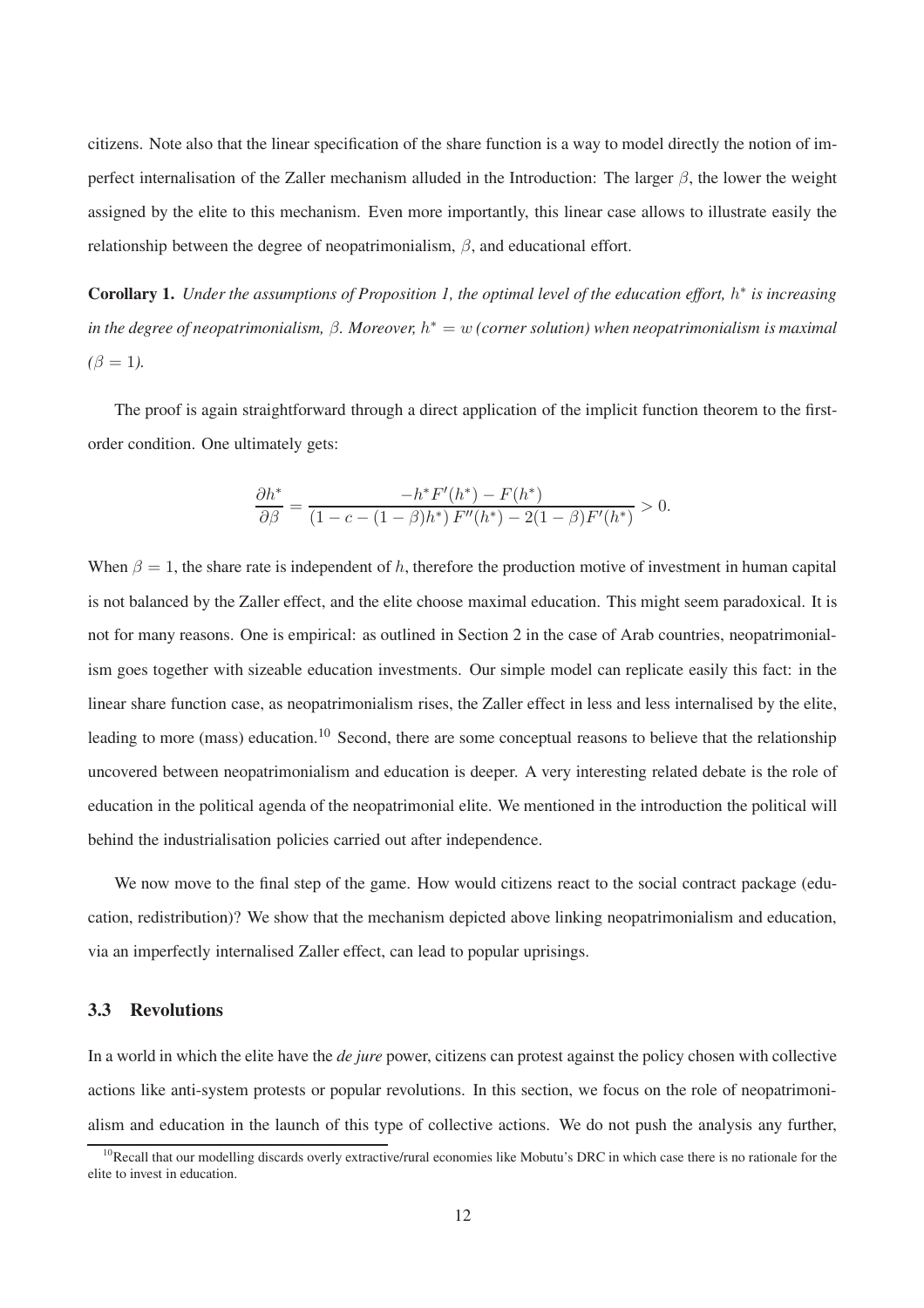citizens. Note also that the linear specification of the share function is a way to model directly the notion of imperfect internalisation of the Zaller mechanism alluded in the Introduction: The larger $\beta$, the lower the weight assigned by the elite to this mechanism. Even more importantly, this linear case allows to illustrate easily the relationship between the degree of neopatrimonialism, $\beta$, and educational effort.

**Corollary 1.** *Under the assumptions of Proposition 1, the optimal level of the education effort, $h^*$ is increasing in the degree of neopatrimonialism, $\beta$. Moreover, $h^* = w$ (corner solution) when neopatrimonialism is maximal ($\beta = 1$).*

The proof is again straightforward through a direct application of the implicit function theorem to the first-order condition. One ultimately gets:

$$\frac{\partial h^*}{\partial \beta} = \frac{-h^* F'(h^*) - F(h^*)}{(1 - c - (1-\beta)h^*)\, F''(h^*) - 2(1-\beta)F'(h^*)} > 0.$$

When $\beta = 1$, the share rate is independent of $h$, therefore the production motive of investment in human capital is not balanced by the Zaller effect, and the elite choose maximal education. This might seem paradoxical. It is not for many reasons. One is empirical: as outlined in Section 2 in the case of Arab countries, neopatrimonialism goes together with sizeable education investments. Our simple model can replicate easily this fact: in the linear share function case, as neopatrimonialism rises, the Zaller effect in less and less internalised by the elite, leading to more (mass) education.[10] Second, there are some conceptual reasons to believe that the relationship uncovered between neopatrimonialism and education is deeper. A very interesting related debate is the role of education in the political agenda of the neopatrimonial elite. We mentioned in the introduction the political will behind the industrialisation policies carried out after independence.

We now move to the final step of the game. How would citizens react to the social contract package (education, redistribution)? We show that the mechanism depicted above linking neopatrimonialism and education, via an imperfectly internalised Zaller effect, can lead to popular uprisings.

### 3.3 Revolutions

In a world in which the elite have the *de jure* power, citizens can protest against the policy chosen with collective actions like anti-system protests or popular revolutions. In this section, we focus on the role of neopatrimonialism and education in the launch of this type of collective actions. We do not push the analysis any further,

[10] Recall that our modelling discards overly extractive/rural economies like Mobutu's DRC in which case there is no rationale for the elite to invest in education.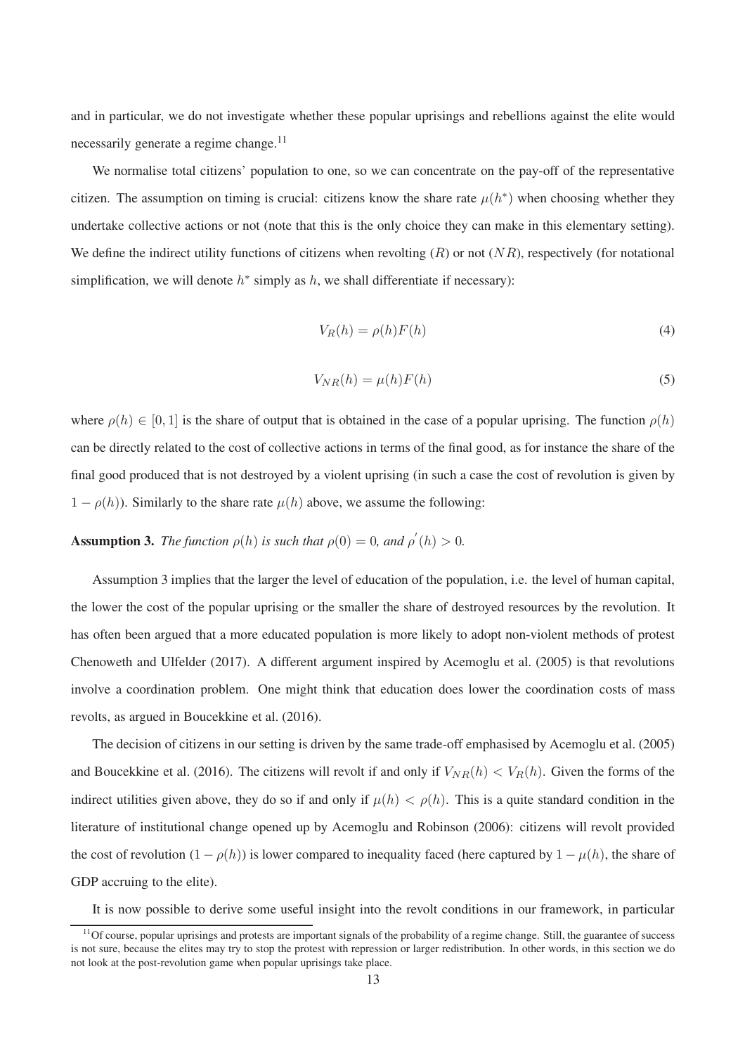and in particular, we do not investigate whether these popular uprisings and rebellions against the elite would necessarily generate a regime change.[11]

We normalise total citizens' population to one, so we can concentrate on the pay-off of the representative citizen. The assumption on timing is crucial: citizens know the share rate $\mu(h^*)$ when choosing whether they undertake collective actions or not (note that this is the only choice they can make in this elementary setting). We define the indirect utility functions of citizens when revolting ($R$) or not ($NR$), respectively (for notational simplification, we will denote $h^*$ simply as $h$, we shall differentiate if necessary):

$$V_R(h) = \rho(h)F(h) \tag{4}$$

$$V_{NR}(h) = \mu(h)F(h) \tag{5}$$

where $\rho(h) \in [0, 1]$ is the share of output that is obtained in the case of a popular uprising. The function $\rho(h)$ can be directly related to the cost of collective actions in terms of the final good, as for instance the share of the final good produced that is not destroyed by a violent uprising (in such a case the cost of revolution is given by $1 - \rho(h)$). Similarly to the share rate $\mu(h)$ above, we assume the following:

**Assumption 3.** *The function $\rho(h)$ is such that $\rho(0) = 0$, and $\rho'(h) > 0$.*

Assumption 3 implies that the larger the level of education of the population, i.e. the level of human capital, the lower the cost of the popular uprising or the smaller the share of destroyed resources by the revolution. It has often been argued that a more educated population is more likely to adopt non-violent methods of protest Chenoweth and Ulfelder (2017). A different argument inspired by Acemoglu et al. (2005) is that revolutions involve a coordination problem. One might think that education does lower the coordination costs of mass revolts, as argued in Boucekkine et al. (2016).

The decision of citizens in our setting is driven by the same trade-off emphasised by Acemoglu et al. (2005) and Boucekkine et al. (2016). The citizens will revolt if and only if $V_{NR}(h) < V_R(h)$. Given the forms of the indirect utilities given above, they do so if and only if $\mu(h) < \rho(h)$. This is a quite standard condition in the literature of institutional change opened up by Acemoglu and Robinson (2006): citizens will revolt provided the cost of revolution ($1 - \rho(h)$) is lower compared to inequality faced (here captured by $1 - \mu(h)$, the share of GDP accruing to the elite).

It is now possible to derive some useful insight into the revolt conditions in our framework, in particular

[11] Of course, popular uprisings and protests are important signals of the probability of a regime change. Still, the guarantee of success is not sure, because the elites may try to stop the protest with repression or larger redistribution. In other words, in this section we do not look at the post-revolution game when popular uprisings take place.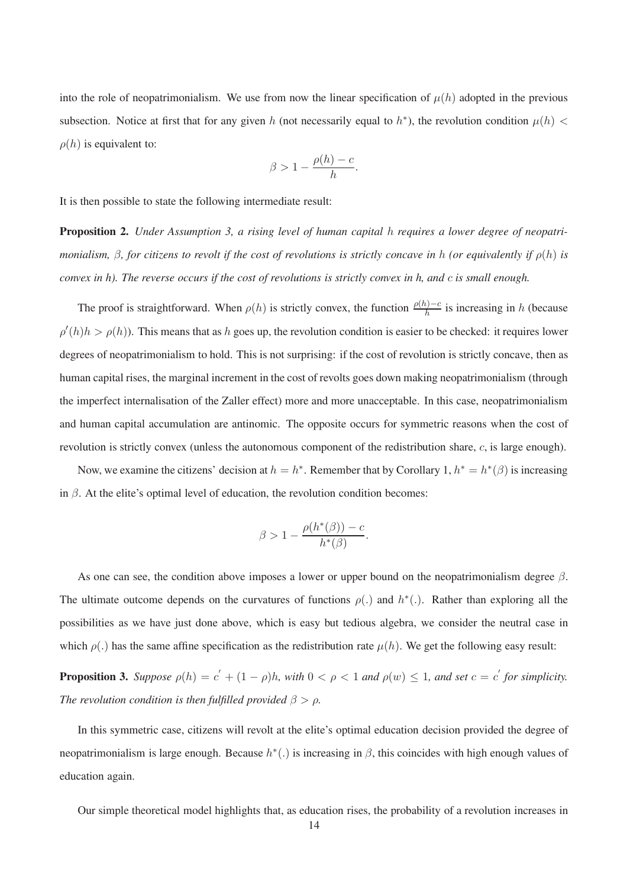into the role of neopatrimonialism. We use from now the linear specification of $\mu(h)$ adopted in the previous subsection. Notice at first that for any given $h$ (not necessarily equal to $h^*$), the revolution condition $\mu(h) < \rho(h)$ is equivalent to:

$$\beta > 1 - \frac{\rho(h) - c}{h}.$$

It is then possible to state the following intermediate result:

**Proposition 2.** *Under Assumption 3, a rising level of human capital $h$ requires a lower degree of neopatrimonialism, $\beta$, for citizens to revolt if the cost of revolutions is strictly concave in $h$ (or equivalently if $\rho(h)$ is convex in $h$). The reverse occurs if the cost of revolutions is strictly convex in h, and $c$ is small enough.*

The proof is straightforward. When $\rho(h)$ is strictly convex, the function $\frac{\rho(h)-c}{h}$ is increasing in $h$ (because $\rho'(h)h > \rho(h)$). This means that as $h$ goes up, the revolution condition is easier to be checked: it requires lower degrees of neopatrimonialism to hold. This is not surprising: if the cost of revolution is strictly concave, then as human capital rises, the marginal increment in the cost of revolts goes down making neopatrimonialism (through the imperfect internalisation of the Zaller effect) more and more unacceptable. In this case, neopatrimonialism and human capital accumulation are antinomic. The opposite occurs for symmetric reasons when the cost of revolution is strictly convex (unless the autonomous component of the redistribution share, $c$, is large enough).

Now, we examine the citizens' decision at $h = h^*$. Remember that by Corollary 1, $h^* = h^*(\beta)$ is increasing in $\beta$. At the elite's optimal level of education, the revolution condition becomes:

$$\beta > 1 - \frac{\rho(h^*(\beta)) - c}{h^*(\beta)}.$$

As one can see, the condition above imposes a lower or upper bound on the neopatrimonialism degree $\beta$. The ultimate outcome depends on the curvatures of functions $\rho(.)$ and $h^*(.)$. Rather than exploring all the possibilities as we have just done above, which is easy but tedious algebra, we consider the neutral case in which $\rho(.)$ has the same affine specification as the redistribution rate $\mu(h)$. We get the following easy result:

**Proposition 3.** *Suppose $\rho(h) = c' + (1 - \rho)h$, with $0 < \rho < 1$ and $\rho(w) \leq 1$, and set $c = c'$ for simplicity. The revolution condition is then fulfilled provided $\beta > \rho$.*

In this symmetric case, citizens will revolt at the elite's optimal education decision provided the degree of neopatrimonialism is large enough. Because $h^*(.)$ is increasing in $\beta$, this coincides with high enough values of education again.

Our simple theoretical model highlights that, as education rises, the probability of a revolution increases in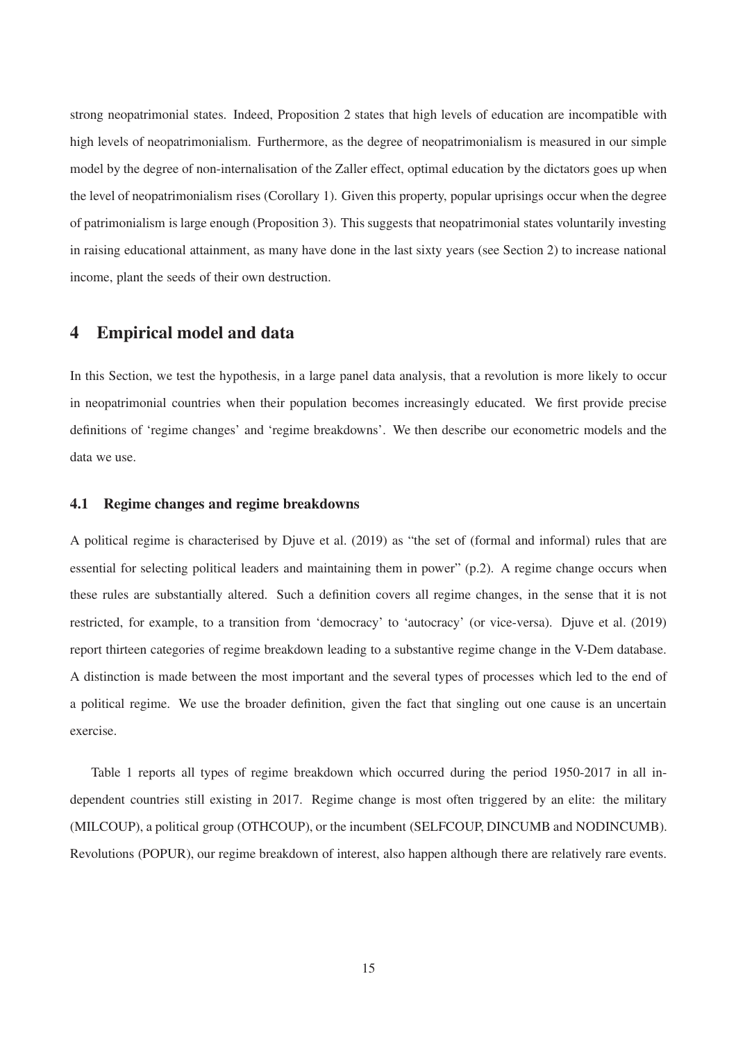strong neopatrimonial states. Indeed, Proposition 2 states that high levels of education are incompatible with high levels of neopatrimonialism. Furthermore, as the degree of neopatrimonialism is measured in our simple model by the degree of non-internalisation of the Zaller effect, optimal education by the dictators goes up when the level of neopatrimonialism rises (Corollary 1). Given this property, popular uprisings occur when the degree of patrimonialism is large enough (Proposition 3). This suggests that neopatrimonial states voluntarily investing in raising educational attainment, as many have done in the last sixty years (see Section 2) to increase national income, plant the seeds of their own destruction.

# 4 Empirical model and data

In this Section, we test the hypothesis, in a large panel data analysis, that a revolution is more likely to occur in neopatrimonial countries when their population becomes increasingly educated. We first provide precise definitions of 'regime changes' and 'regime breakdowns'. We then describe our econometric models and the data we use.

## 4.1 Regime changes and regime breakdowns

A political regime is characterised by Djuve et al. (2019) as "the set of (formal and informal) rules that are essential for selecting political leaders and maintaining them in power" (p.2). A regime change occurs when these rules are substantially altered. Such a definition covers all regime changes, in the sense that it is not restricted, for example, to a transition from 'democracy' to 'autocracy' (or vice-versa). Djuve et al. (2019) report thirteen categories of regime breakdown leading to a substantive regime change in the V-Dem database. A distinction is made between the most important and the several types of processes which led to the end of a political regime. We use the broader definition, given the fact that singling out one cause is an uncertain exercise.

Table 1 reports all types of regime breakdown which occurred during the period 1950-2017 in all independent countries still existing in 2017. Regime change is most often triggered by an elite: the military (MILCOUP), a political group (OTHCOUP), or the incumbent (SELFCOUP, DINCUMB and NODINCUMB). Revolutions (POPUR), our regime breakdown of interest, also happen although there are relatively rare events.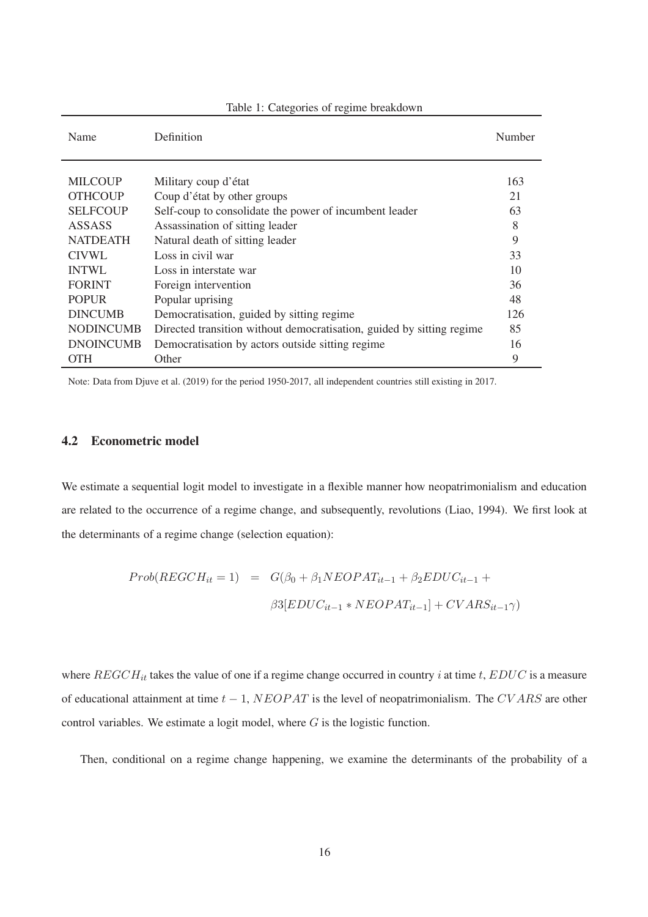Table 1: Categories of regime breakdown

| Name | Definition | Number |
|---|---|---|
| MILCOUP | Military coup d'état | 163 |
| OTHCOUP | Coup d'état by other groups | 21 |
| SELFCOUP | Self-coup to consolidate the power of incumbent leader | 63 |
| ASSASS | Assassination of sitting leader | 8 |
| NATDEATH | Natural death of sitting leader | 9 |
| CIVWL | Loss in civil war | 33 |
| INTWL | Loss in interstate war | 10 |
| FORINT | Foreign intervention | 36 |
| POPUR | Popular uprising | 48 |
| DINCUMB | Democratisation, guided by sitting regime | 126 |
| NODINCUMB | Directed transition without democratisation, guided by sitting regime | 85 |
| DNOINCUMB | Democratisation by actors outside sitting regime | 16 |
| OTH | Other | 9 |

Note: Data from Djuve et al. (2019) for the period 1950-2017, all independent countries still existing in 2017.

### 4.2 Econometric model

We estimate a sequential logit model to investigate in a flexible manner how neopatrimonialism and education are related to the occurrence of a regime change, and subsequently, revolutions (Liao, 1994). We first look at the determinants of a regime change (selection equation):

$$
\begin{aligned}
Prob(REGCH_{it} = 1) \quad &= \quad G(\beta_0 + \beta_1 NEOPAT_{it-1} + \beta_2 EDUC_{it-1} + \\
&\qquad \beta 3[EDUC_{it-1} * NEOPAT_{it-1}] + CVARS_{it-1}\gamma)
\end{aligned}
$$

where $REGCH_{it}$ takes the value of one if a regime change occurred in country $i$ at time $t$, $EDUC$ is a measure of educational attainment at time $t-1$, $NEOPAT$ is the level of neopatrimonialism. The $CVARS$ are other control variables. We estimate a logit model, where $G$ is the logistic function.

Then, conditional on a regime change happening, we examine the determinants of the probability of a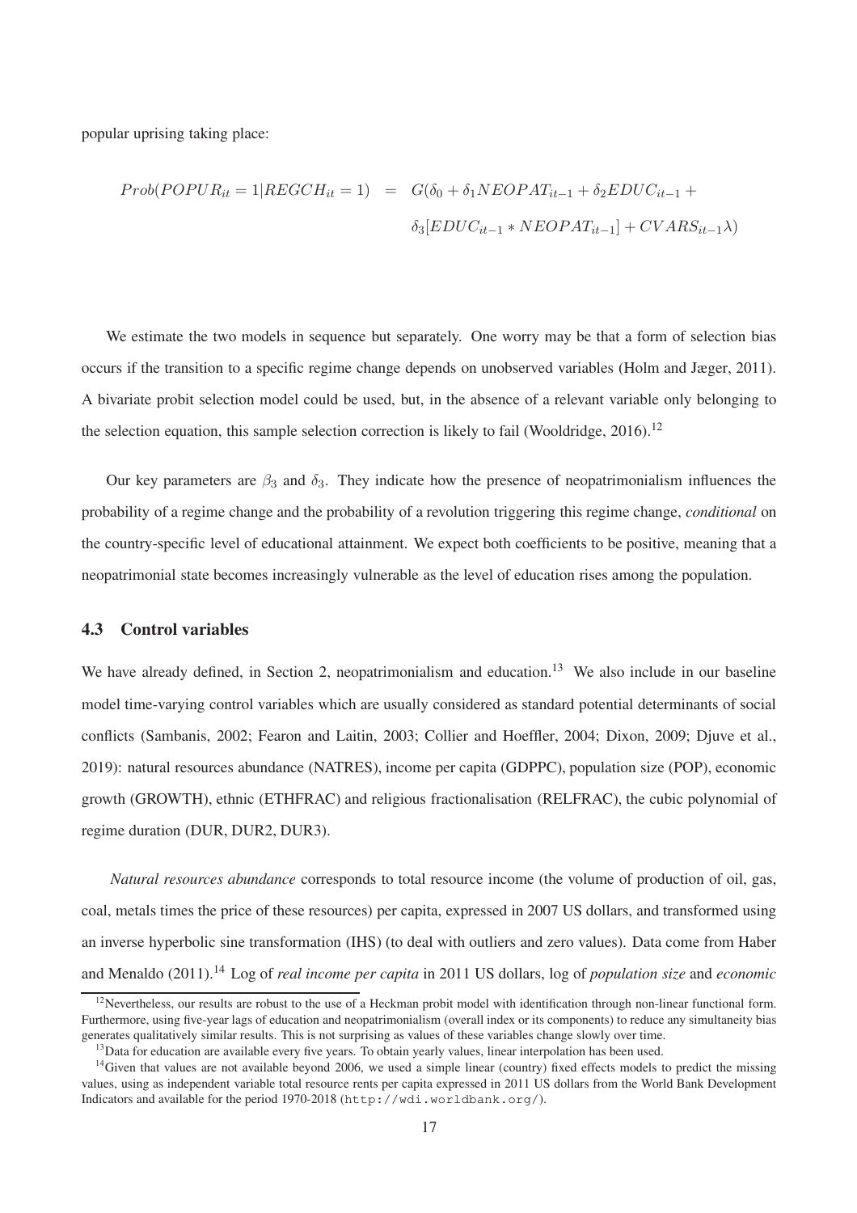popular uprising taking place:

$$
\begin{aligned}
Prob(POPUR_{it} = 1 | REGCH_{it} = 1) \;&=\; G(\delta_0 + \delta_1 NEOPAT_{it-1} + \delta_2 EDUC_{it-1} + \\
&\quad \delta_3[EDUC_{it-1} * NEOPAT_{it-1}] + CVARS_{it-1}\lambda)
\end{aligned}
$$

We estimate the two models in sequence but separately. One worry may be that a form of selection bias occurs if the transition to a specific regime change depends on unobserved variables (Holm and Jæger, 2011). A bivariate probit selection model could be used, but, in the absence of a relevant variable only belonging to the selection equation, this sample selection correction is likely to fail (Wooldridge, 2016).[12]

Our key parameters are $\beta_3$ and $\delta_3$. They indicate how the presence of neopatrimonialism influences the probability of a regime change and the probability of a revolution triggering this regime change, *conditional* on the country-specific level of educational attainment. We expect both coefficients to be positive, meaning that a neopatrimonial state becomes increasingly vulnerable as the level of education rises among the population.

### 4.3 Control variables

We have already defined, in Section 2, neopatrimonialism and education.[13] We also include in our baseline model time-varying control variables which are usually considered as standard potential determinants of social conflicts (Sambanis, 2002; Fearon and Laitin, 2003; Collier and Hoeffler, 2004; Dixon, 2009; Djuve et al., 2019): natural resources abundance (NATRES), income per capita (GDPPC), population size (POP), economic growth (GROWTH), ethnic (ETHFRAC) and religious fractionalisation (RELFRAC), the cubic polynomial of regime duration (DUR, DUR2, DUR3).

*Natural resources abundance* corresponds to total resource income (the volume of production of oil, gas, coal, metals times the price of these resources) per capita, expressed in 2007 US dollars, and transformed using an inverse hyperbolic sine transformation (IHS) (to deal with outliers and zero values). Data come from Haber and Menaldo (2011).[14] Log of *real income per capita* in 2011 US dollars, log of *population size* and *economic*

[12] Nevertheless, our results are robust to the use of a Heckman probit model with identification through non-linear functional form. Furthermore, using five-year lags of education and neopatrimonialism (overall index or its components) to reduce any simultaneity bias generates qualitatively similar results. This is not surprising as values of these variables change slowly over time.

[13] Data for education are available every five years. To obtain yearly values, linear interpolation has been used.

[14] Given that values are not available beyond 2006, we used a simple linear (country) fixed effects models to predict the missing values, using as independent variable total resource rents per capita expressed in 2011 US dollars from the World Bank Development Indicators and available for the period 1970-2018 (http://wdi.worldbank.org/).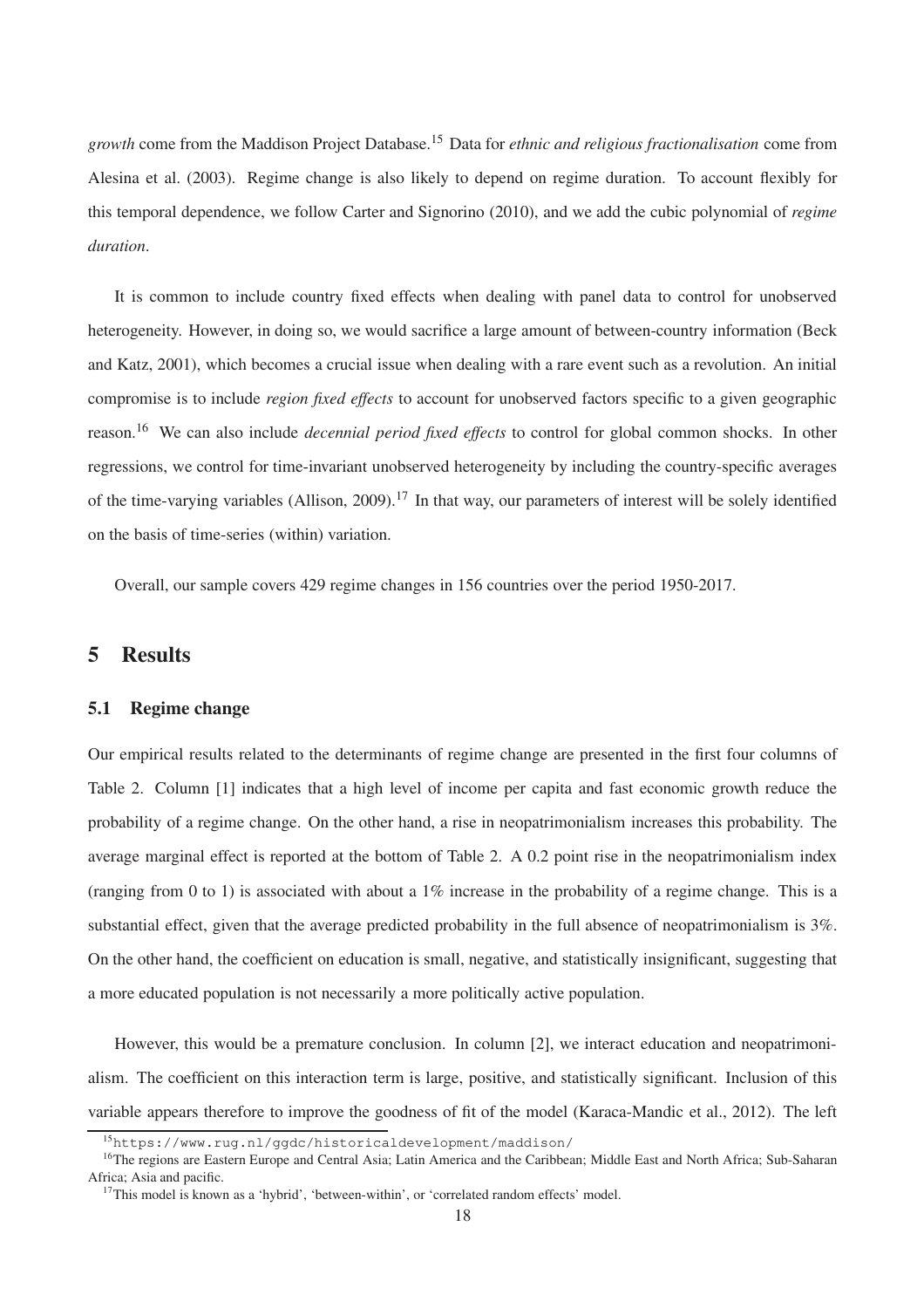*growth* come from the Maddison Project Database.[15] Data for *ethnic and religious fractionalisation* come from Alesina et al. (2003). Regime change is also likely to depend on regime duration. To account flexibly for this temporal dependence, we follow Carter and Signorino (2010), and we add the cubic polynomial of *regime duration*.

It is common to include country fixed effects when dealing with panel data to control for unobserved heterogeneity. However, in doing so, we would sacrifice a large amount of between-country information (Beck and Katz, 2001), which becomes a crucial issue when dealing with a rare event such as a revolution. An initial compromise is to include *region fixed effects* to account for unobserved factors specific to a given geographic reason.[16] We can also include *decennial period fixed effects* to control for global common shocks. In other regressions, we control for time-invariant unobserved heterogeneity by including the country-specific averages of the time-varying variables (Allison, 2009).[17] In that way, our parameters of interest will be solely identified on the basis of time-series (within) variation.

Overall, our sample covers 429 regime changes in 156 countries over the period 1950-2017.

# 5 Results

## 5.1 Regime change

Our empirical results related to the determinants of regime change are presented in the first four columns of Table 2. Column [1] indicates that a high level of income per capita and fast economic growth reduce the probability of a regime change. On the other hand, a rise in neopatrimonialism increases this probability. The average marginal effect is reported at the bottom of Table 2. A 0.2 point rise in the neopatrimonialism index (ranging from 0 to 1) is associated with about a 1% increase in the probability of a regime change. This is a substantial effect, given that the average predicted probability in the full absence of neopatrimonialism is 3%. On the other hand, the coefficient on education is small, negative, and statistically insignificant, suggesting that a more educated population is not necessarily a more politically active population.

However, this would be a premature conclusion. In column [2], we interact education and neopatrimonialism. The coefficient on this interaction term is large, positive, and statistically significant. Inclusion of this variable appears therefore to improve the goodness of fit of the model (Karaca-Mandic et al., 2012). The left

[15] https://www.rug.nl/ggdc/historicaldevelopment/maddison/

[16] The regions are Eastern Europe and Central Asia; Latin America and the Caribbean; Middle East and North Africa; Sub-Saharan Africa; Asia and pacific.

[17] This model is known as a 'hybrid', 'between-within', or 'correlated random effects' model.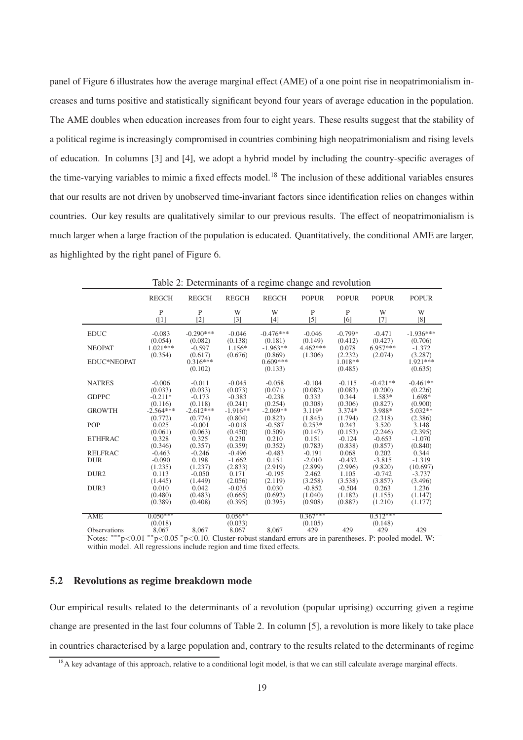panel of Figure 6 illustrates how the average marginal effect (AME) of a one point rise in neopatrimonialism increases and turns positive and statistically significant beyond four years of average education in the population. The AME doubles when education increases from four to eight years. These results suggest that the stability of a political regime is increasingly compromised in countries combining high neopatrimonialism and rising levels of education. In columns [3] and [4], we adopt a hybrid model by including the country-specific averages of the time-varying variables to mimic a fixed effects model.[18] The inclusion of these additional variables ensures that our results are not driven by unobserved time-invariant factors since identification relies on changes within countries. Our key results are qualitatively similar to our previous results. The effect of neopatrimonialism is much larger when a large fraction of the population is educated. Quantitatively, the conditional AME are larger, as highlighted by the right panel of Figure 6.

Table 2: Determinants of a regime change and revolution

| | REGCH | REGCH | REGCH | REGCH | POPUR | POPUR | POPUR | POPUR |
|---|---|---|---|---|---|---|---|---|
| | P | P | W | W | P | P | W | W |
| | ([1] | [2] | [3] | [4] | [5] | [6] | [7] | [8] |
| EDUC | -0.083 | -0.290*** | -0.046 | -0.476*** | -0.046 | -0.799* | -0.471 | -1.936*** |
| | (0.054) | (0.082) | (0.138) | (0.181) | (0.149) | (0.412) | (0.427) | (0.706) |
| NEOPAT | 1.021*** | -0.597 | 1.156* | -1.963** | 4.462*** | 0.078 | 6.957*** | -1.372 |
| | (0.354) | (0.617) | (0.676) | (0.869) | (1.306) | (2.232) | (2.074) | (3.287) |
| EDUC*NEOPAT | | 0.316*** | | 0.609*** | | 1.018** | | 1.921*** |
| | | (0.102) | | (0.133) | | (0.485) | | (0.635) |
| NATRES | -0.006 | -0.011 | -0.045 | -0.058 | -0.104 | -0.115 | -0.421** | -0.461** |
| | (0.033) | (0.033) | (0.073) | (0.071) | (0.082) | (0.083) | (0.200) | (0.226) |
| GDPPC | -0.211* | -0.173 | -0.383 | -0.238 | 0.333 | 0.344 | 1.583* | 1.698* |
| | (0.116) | (0.118) | (0.241) | (0.254) | (0.308) | (0.306) | (0.827) | (0.900) |
| GROWTH | -2.564*** | -2.612*** | -1.916** | -2.069** | 3.119* | 3.374* | 3.988* | 5.032** |
| | (0.772) | (0.774) | (0.804) | (0.823) | (1.845) | (1.794) | (2.318) | (2.386) |
| POP | 0.025 | -0.001 | -0.018 | -0.587 | 0.253* | 0.243 | 3.520 | 3.148 |
| | (0.061) | (0.063) | (0.450) | (0.509) | (0.147) | (0.153) | (2.246) | (2.395) |
| ETHFRAC | 0.328 | 0.325 | 0.230 | 0.210 | 0.151 | -0.124 | -0.653 | -1.070 |
| | (0.346) | (0.357) | (0.359) | (0.352) | (0.783) | (0.838) | (0.857) | (0.840) |
| RELFRAC | -0.463 | -0.246 | -0.496 | -0.483 | -0.191 | 0.068 | 0.202 | 0.344 |
| DUR | -0.090 | 0.198 | -1.662 | 0.151 | -2.010 | -0.432 | -3.815 | -1.319 |
| | (1.235) | (1.237) | (2.833) | (2.919) | (2.899) | (2.996) | (9.820) | (10.697) |
| DUR2 | 0.113 | -0.050 | 0.171 | -0.195 | 2.462 | 1.105 | -0.742 | -3.737 |
| | (1.445) | (1.449) | (2.056) | (2.119) | (3.258) | (3.538) | (3.857) | (3.496) |
| DUR3 | 0.010 | 0.042 | -0.035 | 0.030 | -0.852 | -0.504 | 0.263 | 1.236 |
| | (0.480) | (0.483) | (0.665) | (0.692) | (1.040) | (1.182) | (1.155) | (1.147) |
| | (0.389) | (0.408) | (0.395) | (0.395) | (0.908) | (0.887) | (1.210) | (1.177) |
| AME | 0.050*** | | 0.056** | | 0.367*** | | 0.512*** | |
| | (0.018) | | (0.033) | | (0.105) | | (0.148) | |
| Observations | 8,067 | 8,067 | 8,067 | 8,067 | 429 | 429 | 429 | 429 |

Notes: $^{***}p<0.01$ $^{**}p<0.05$ $^{*}p<0.10$. Cluster-robust standard errors are in parentheses. P: pooled model. W: within model. All regressions include region and time fixed effects.

## 5.2 Revolutions as regime breakdown mode

Our empirical results related to the determinants of a revolution (popular uprising) occurring given a regime change are presented in the last four columns of Table 2. In column [5], a revolution is more likely to take place in countries characterised by a large population and, contrary to the results related to the determinants of regime

[18] A key advantage of this approach, relative to a conditional logit model, is that we can still calculate average marginal effects.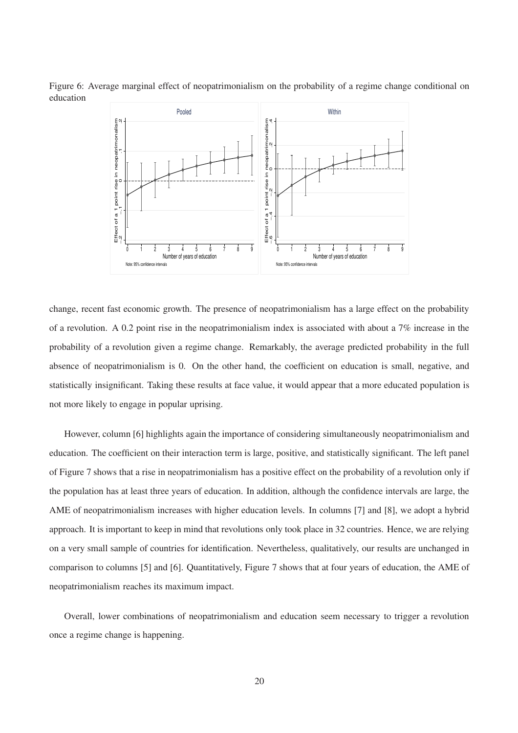Figure 6: Average marginal effect of neopatrimonialism on the probability of a regime change conditional on education

change, recent fast economic growth. The presence of neopatrimonialism has a large effect on the probability of a revolution. A 0.2 point rise in the neopatrimonialism index is associated with about a 7% increase in the probability of a revolution given a regime change. Remarkably, the average predicted probability in the full absence of neopatrimonialism is 0. On the other hand, the coefficient on education is small, negative, and statistically insignificant. Taking these results at face value, it would appear that a more educated population is not more likely to engage in popular uprising.

However, column [6] highlights again the importance of considering simultaneously neopatrimonialism and education. The coefficient on their interaction term is large, positive, and statistically significant. The left panel of Figure 7 shows that a rise in neopatrimonialism has a positive effect on the probability of a revolution only if the population has at least three years of education. In addition, although the confidence intervals are large, the AME of neopatrimonialism increases with higher education levels. In columns [7] and [8], we adopt a hybrid approach. It is important to keep in mind that revolutions only took place in 32 countries. Hence, we are relying on a very small sample of countries for identification. Nevertheless, qualitatively, our results are unchanged in comparison to columns [5] and [6]. Quantitatively, Figure 7 shows that at four years of education, the AME of neopatrimonialism reaches its maximum impact.

Overall, lower combinations of neopatrimonialism and education seem necessary to trigger a revolution once a regime change is happening.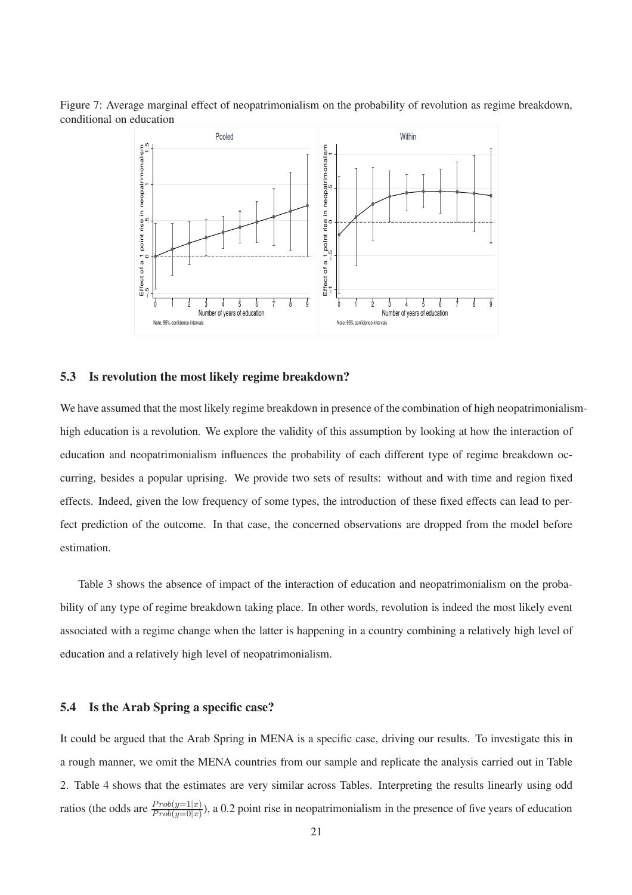Figure 7: Average marginal effect of neopatrimonialism on the probability of revolution as regime breakdown, conditional on education

## 5.3 Is revolution the most likely regime breakdown?

We have assumed that the most likely regime breakdown in presence of the combination of high neopatrimonialism-high education is a revolution. We explore the validity of this assumption by looking at how the interaction of education and neopatrimonialism influences the probability of each different type of regime breakdown occurring, besides a popular uprising. We provide two sets of results: without and with time and region fixed effects. Indeed, given the low frequency of some types, the introduction of these fixed effects can lead to perfect prediction of the outcome. In that case, the concerned observations are dropped from the model before estimation.

Table 3 shows the absence of impact of the interaction of education and neopatrimonialism on the probability of any type of regime breakdown taking place. In other words, revolution is indeed the most likely event associated with a regime change when the latter is happening in a country combining a relatively high level of education and a relatively high level of neopatrimonialism.

## 5.4 Is the Arab Spring a specific case?

It could be argued that the Arab Spring in MENA is a specific case, driving our results. To investigate this in a rough manner, we omit the MENA countries from our sample and replicate the analysis carried out in Table 2. Table 4 shows that the estimates are very similar across Tables. Interpreting the results linearly using odd ratios (the odds are $\frac{Prob(y=1|x)}{Prob(y=0|x)}$), a 0.2 point rise in neopatrimonialism in the presence of five years of education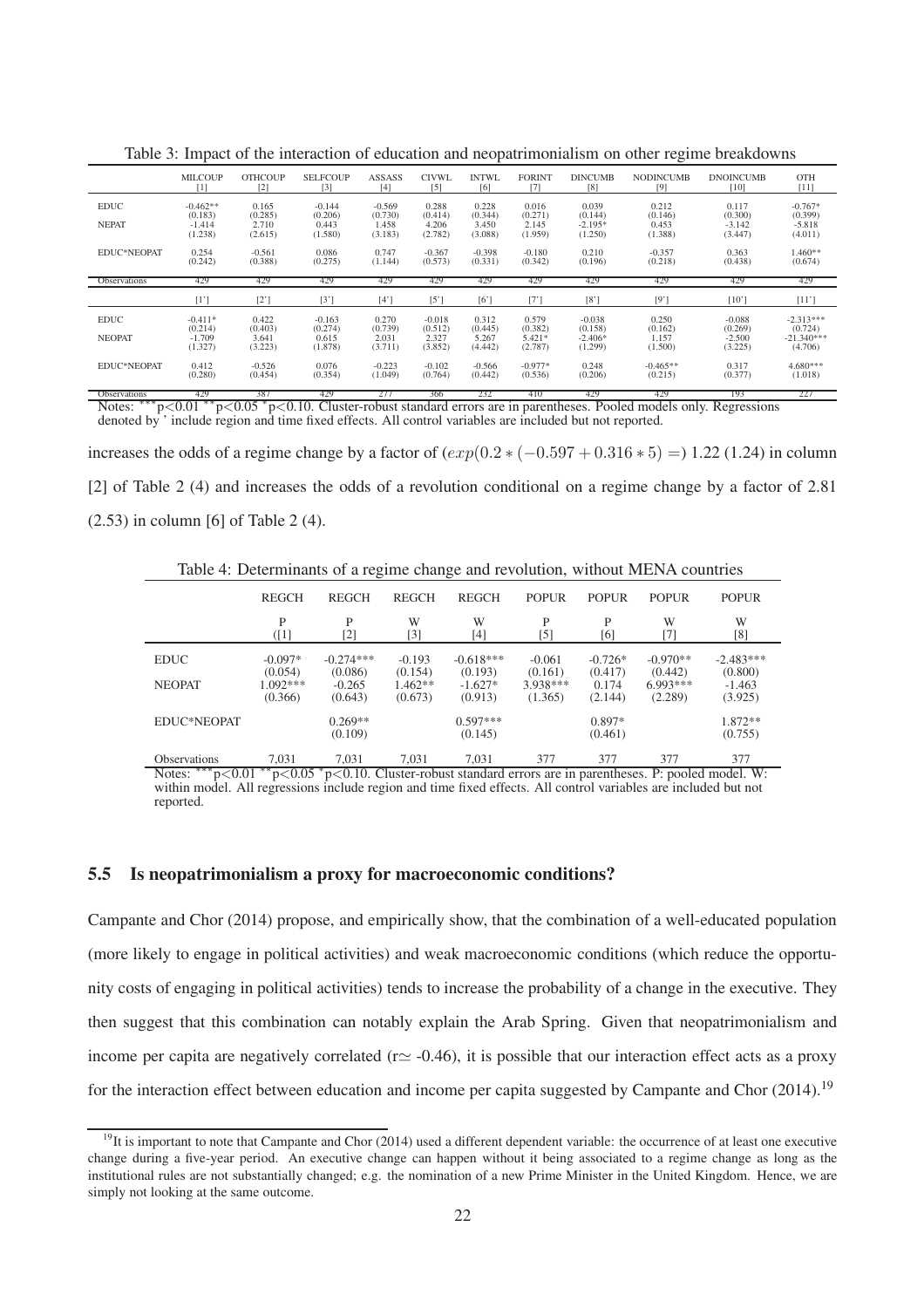Table 3: Impact of the interaction of education and neopatrimonialism on other regime breakdowns

| | MILCOUP | OTHCOUP | SELFCOUP | ASSASS | CIVWL | INTWL | FORINT | DINCUMB | NODINCUMB | DNOINCUMB | OTH |
|---|---|---|---|---|---|---|---|---|---|---|---|
| | [1] | [2] | [3] | [4] | [5] | [6] | [7] | [8] | [9] | [10] | [11] |
| EDUC | -0.462** | 0.165 | -0.144 | -0.569 | 0.288 | 0.228 | 0.016 | 0.039 | 0.212 | 0.117 | -0.767* |
| | (0.183) | (0.285) | (0.206) | (0.730) | (0.414) | (0.344) | (0.271) | (0.144) | (0.146) | (0.300) | (0.399) |
| NEPAT | -1.414 | 2.710 | 0.443 | 1.458 | 4.206 | 3.450 | 2.145 | -2.195* | 0.453 | -3.142 | -5.818 |
| | (1.238) | (2.615) | (1.580) | (3.183) | (2.782) | (3.088) | (1.959) | (1.250) | (1.388) | (3.447) | (4.011) |
| EDUC*NEOPAT | 0.254 | -0.561 | 0.086 | 0.747 | -0.367 | -0.398 | -0.180 | 0.210 | -0.357 | 0.363 | 1.460** |
| | (0.242) | (0.388) | (0.275) | (1.144) | (0.573) | (0.331) | (0.342) | (0.196) | (0.218) | (0.438) | (0.674) |
| Observations | 429 | 429 | 429 | 429 | 429 | 429 | 429 | 429 | 429 | 429 | 429 |
| | [1'] | [2'] | [3'] | [4'] | [5'] | [6'] | [7'] | [8'] | [9'] | [10'] | [11'] |
| EDUC | -0.411* | 0.422 | -0.163 | 0.270 | -0.018 | 0.312 | 0.579 | -0.038 | 0.250 | -0.088 | -2.313*** |
| | (0.214) | (0.403) | (0.274) | (0.739) | (0.512) | (0.445) | (0.382) | (0.158) | (0.162) | (0.269) | (0.724) |
| NEOPAT | -1.709 | 3.641 | 0.615 | 2.031 | 2.327 | 5.267 | 5.421* | -2.406* | 1.157 | -2.500 | -21.340*** |
| | (1.327) | (3.223) | (1.878) | (3.711) | (3.852) | (4.442) | (2.787) | (1.299) | (1.500) | (3.225) | (4.706) |
| EDUC*NEOPAT | 0.412 | -0.526 | 0.076 | -0.223 | -0.102 | -0.566 | -0.977* | 0.248 | -0.465** | 0.317 | 4.680*** |
| | (0.280) | (0.454) | (0.354) | (1.049) | (0.764) | (0.442) | (0.536) | (0.206) | (0.215) | (0.377) | (1.018) |
| Observations | 429 | 387 | 429 | 277 | 366 | 232 | 410 | 429 | 429 | 193 | 227 |

Notes: ***$p<0.01$ **$p<0.05$ *$p<0.10$. Cluster-robust standard errors are in parentheses. Pooled models only. Regressions denoted by ' include region and time fixed effects. All control variables are included but not reported.

increases the odds of a regime change by a factor of ($exp(0.2*(-0.597+0.316*5)=$) 1.22 (1.24) in column [2] of Table 2 (4) and increases the odds of a revolution conditional on a regime change by a factor of 2.81 (2.53) in column [6] of Table 2 (4).

Table 4: Determinants of a regime change and revolution, without MENA countries

| | REGCH | REGCH | REGCH | REGCH | POPUR | POPUR | POPUR | POPUR |
|---|---|---|---|---|---|---|---|---|
| | P | P | W | W | P | P | W | W |
| | ([1] | [2] | [3] | [4] | [5] | [6] | [7] | [8] |
| EDUC | -0.097* | -0.274*** | -0.193 | -0.618*** | -0.061 | -0.726* | -0.970** | -2.483*** |
| | (0.054) | (0.086) | (0.154) | (0.193) | (0.161) | (0.417) | (0.442) | (0.800) |
| NEOPAT | 1.092*** | -0.265 | 1.462** | -1.627* | 3.938*** | 0.174 | 6.993*** | -1.463 |
| | (0.366) | (0.643) | (0.673) | (0.913) | (1.365) | (2.144) | (2.289) | (3.925) |
| EDUC*NEOPAT | | 0.269** | | 0.597*** | | 0.897* | | 1.872** |
| | | (0.109) | | (0.145) | | (0.461) | | (0.755) |
| Observations | 7,031 | 7,031 | 7,031 | 7,031 | 377 | 377 | 377 | 377 |

Notes: ***$p<0.01$ **$p<0.05$ *$p<0.10$. Cluster-robust standard errors are in parentheses. P: pooled model. W: within model. All regressions include region and time fixed effects. All control variables are included but not reported.

### 5.5 Is neopatrimonialism a proxy for macroeconomic conditions?

Campante and Chor (2014) propose, and empirically show, that the combination of a well-educated population (more likely to engage in political activities) and weak macroeconomic conditions (which reduce the opportunity costs of engaging in political activities) tends to increase the probability of a change in the executive. They then suggest that this combination can notably explain the Arab Spring. Given that neopatrimonialism and income per capita are negatively correlated ($r \simeq -0.46$), it is possible that our interaction effect acts as a proxy for the interaction effect between education and income per capita suggested by Campante and Chor (2014).[19]

[19] It is important to note that Campante and Chor (2014) used a different dependent variable: the occurrence of at least one executive change during a five-year period. An executive change can happen without it being associated to a regime change as long as the institutional rules are not substantially changed; e.g. the nomination of a new Prime Minister in the United Kingdom. Hence, we are simply not looking at the same outcome.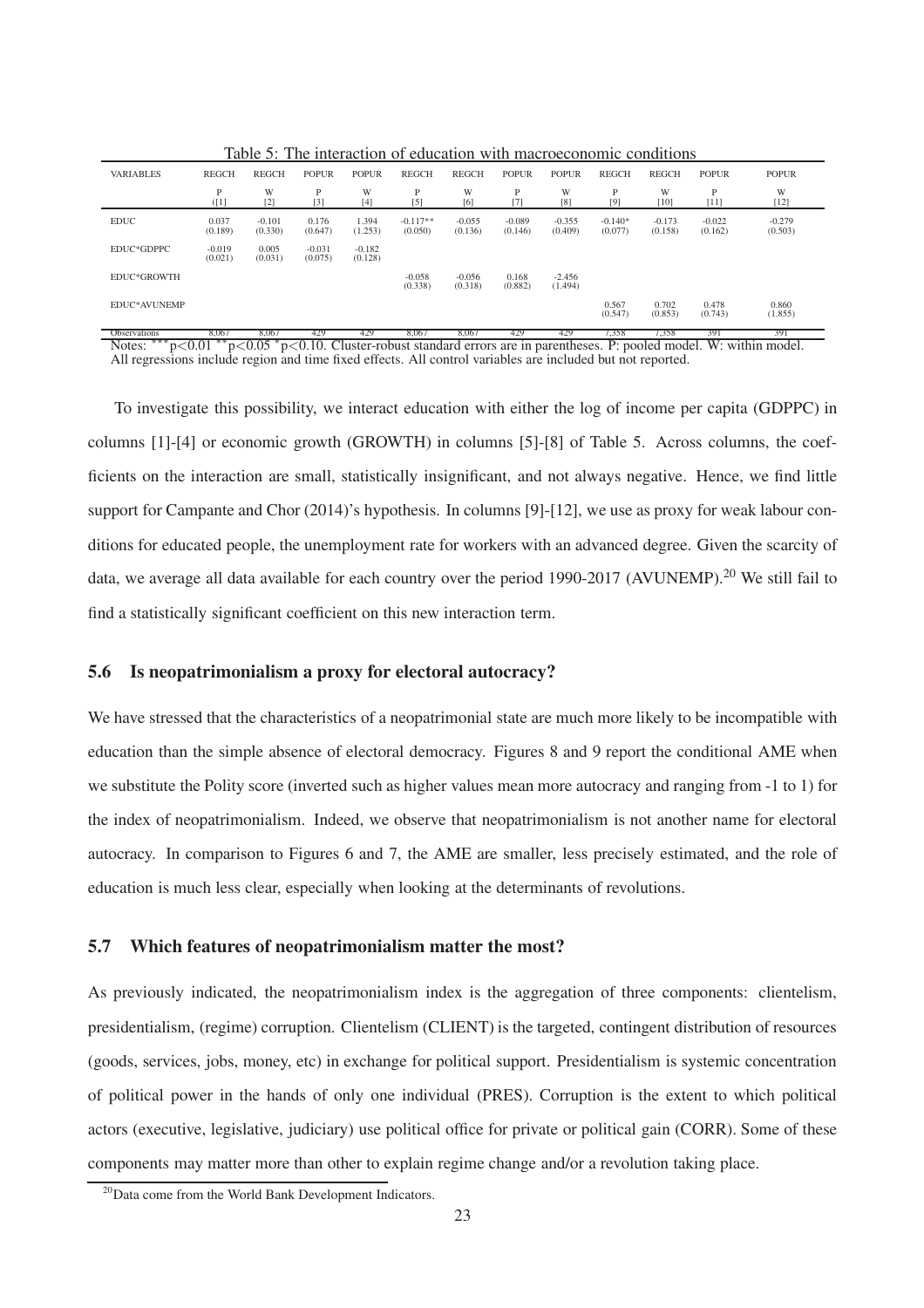Table 5: The interaction of education with macroeconomic conditions

| VARIABLES | REGCH | REGCH | POPUR | POPUR | REGCH | REGCH | POPUR | POPUR | REGCH | REGCH | POPUR | POPUR |
|---|---|---|---|---|---|---|---|---|---|---|---|---|
| | P | W | P | W | P | W | P | W | P | W | P | W |
| | ([1] | [2] | [3] | [4] | [5] | [6] | [7] | [8] | [9] | [10] | [11] | [12] |
| EDUC | 0.037<br>(0.189) | -0.101<br>(0.330) | 0.176<br>(0.647) | 1.394<br>(1.253) | -0.117**<br>(0.050) | -0.055<br>(0.136) | -0.089<br>(0.146) | -0.355<br>(0.409) | -0.140*<br>(0.077) | -0.173<br>(0.158) | -0.022<br>(0.162) | -0.279<br>(0.503) |
| EDUC*GDPPC | -0.019<br>(0.021) | 0.005<br>(0.031) | -0.031<br>(0.075) | -0.182<br>(0.128) | | | | | | | | |
| EDUC*GROWTH | | | | | -0.058<br>(0.338) | -0.056<br>(0.318) | 0.168<br>(0.882) | -2.456<br>(1.494) | | | | |
| EDUC*AVUNEMP | | | | | | | | | 0.567<br>(0.547) | 0.702<br>(0.853) | 0.478<br>(0.743) | 0.860<br>(1.855) |
| Observations | 8,067 | 8,067 | 429 | 429 | 8,067 | 8,067 | 429 | 429 | 7,358 | 7,358 | 391 | 391 |

Notes: *** $p<0.01$ ** $p<0.05$ * $p<0.10$. Cluster-robust standard errors are in parentheses. P: pooled model. W: within model. All regressions include region and time fixed effects. All control variables are included but not reported.

To investigate this possibility, we interact education with either the log of income per capita (GDPPC) in columns [1]-[4] or economic growth (GROWTH) in columns [5]-[8] of Table 5. Across columns, the coefficients on the interaction are small, statistically insignificant, and not always negative. Hence, we find little support for Campante and Chor (2014)'s hypothesis. In columns [9]-[12], we use as proxy for weak labour conditions for educated people, the unemployment rate for workers with an advanced degree. Given the scarcity of data, we average all data available for each country over the period 1990-2017 (AVUNEMP).[20] We still fail to find a statistically significant coefficient on this new interaction term.

### 5.6 Is neopatrimonialism a proxy for electoral autocracy?

We have stressed that the characteristics of a neopatrimonial state are much more likely to be incompatible with education than the simple absence of electoral democracy. Figures 8 and 9 report the conditional AME when we substitute the Polity score (inverted such as higher values mean more autocracy and ranging from -1 to 1) for the index of neopatrimonialism. Indeed, we observe that neopatrimonialism is not another name for electoral autocracy. In comparison to Figures 6 and 7, the AME are smaller, less precisely estimated, and the role of education is much less clear, especially when looking at the determinants of revolutions.

### 5.7 Which features of neopatrimonialism matter the most?

As previously indicated, the neopatrimonialism index is the aggregation of three components: clientelism, presidentialism, (regime) corruption. Clientelism (CLIENT) is the targeted, contingent distribution of resources (goods, services, jobs, money, etc) in exchange for political support. Presidentialism is systemic concentration of political power in the hands of only one individual (PRES). Corruption is the extent to which political actors (executive, legislative, judiciary) use political office for private or political gain (CORR). Some of these components may matter more than other to explain regime change and/or a revolution taking place.

[20] Data come from the World Bank Development Indicators.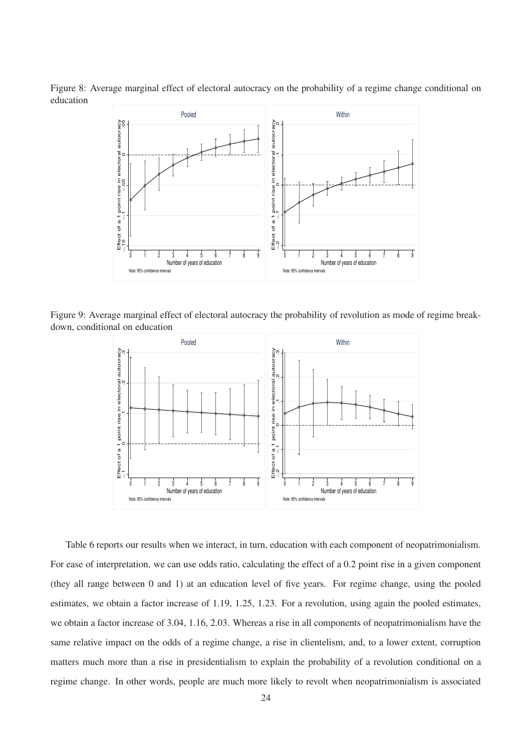Figure 8: Average marginal effect of electoral autocracy on the probability of a regime change conditional on education

Figure 9: Average marginal effect of electoral autocracy the probability of revolution as mode of regime breakdown, conditional on education

Table 6 reports our results when we interact, in turn, education with each component of neopatrimonialism. For ease of interpretation, we can use odds ratio, calculating the effect of a 0.2 point rise in a given component (they all range between 0 and 1) at an education level of five years. For regime change, using the pooled estimates, we obtain a factor increase of 1.19, 1.25, 1.23. For a revolution, using again the pooled estimates, we obtain a factor increase of 3.04, 1.16, 2.03. Whereas a rise in all components of neopatrimonialism have the same relative impact on the odds of a regime change, a rise in clientelism, and, to a lower extent, corruption matters much more than a rise in presidentialism to explain the probability of a revolution conditional on a regime change. In other words, people are much more likely to revolt when neopatrimonialism is associated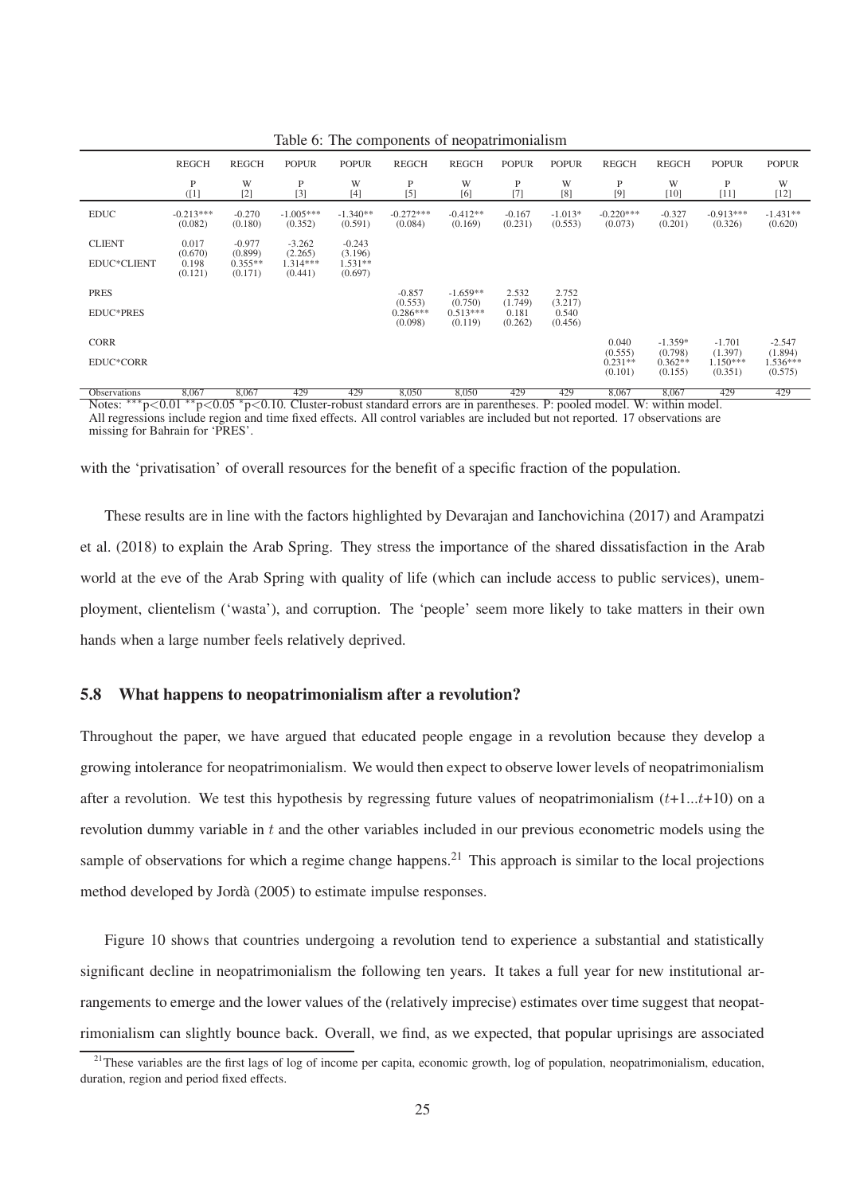Table 6: The components of neopatrimonialism

| | REGCH | REGCH | POPUR | POPUR | REGCH | REGCH | POPUR | POPUR | REGCH | REGCH | POPUR | POPUR |
|---|---|---|---|---|---|---|---|---|---|---|---|---|
| | P | W | P | W | P | W | P | W | P | W | P | W |
| | ([1] | [2] | [3] | [4] | [5] | [6] | [7] | [8] | [9] | [10] | [11] | [12] |
| EDUC | -0.213*** | -0.270 | -1.005*** | -1.340** | -0.272*** | -0.412** | -0.167 | -1.013* | -0.220*** | -0.327 | -0.913*** | -1.431** |
| | (0.082) | (0.180) | (0.352) | (0.591) | (0.084) | (0.169) | (0.231) | (0.553) | (0.073) | (0.201) | (0.326) | (0.620) |
| CLIENT | 0.017 | -0.977 | -3.262 | -0.243 | | | | | | | | |
| | (0.670) | (0.899) | (2.265) | (3.196) | | | | | | | | |
| EDUC*CLIENT | 0.198 | 0.355** | 1.314*** | 1.531** | | | | | | | | |
| | (0.121) | (0.171) | (0.441) | (0.697) | | | | | | | | |
| PRES | | | | | -0.857 | -1.659** | 2.532 | 2.752 | | | | |
| | | | | | (0.553) | (0.750) | (1.749) | (3.217) | | | | |
| EDUC*PRES | | | | | 0.286*** | 0.513*** | 0.181 | 0.540 | | | | |
| | | | | | (0.098) | (0.119) | (0.262) | (0.456) | | | | |
| CORR | | | | | | | | | 0.040 | -1.359* | -1.701 | -2.547 |
| | | | | | | | | | (0.555) | (0.798) | (1.397) | (1.894) |
| EDUC*CORR | | | | | | | | | 0.231** | 0.362** | 1.150*** | 1.536*** |
| | | | | | | | | | (0.101) | (0.155) | (0.351) | (0.575) |
| Observations | 8,067 | 8,067 | 429 | 429 | 8,050 | 8,050 | 429 | 429 | 8,067 | 8,067 | 429 | 429 |

Notes: ***p<0.01 **p<0.05 *p<0.10. Cluster-robust standard errors are in parentheses. P: pooled model. W: within model. All regressions include region and time fixed effects. All control variables are included but not reported. 17 observations are missing for Bahrain for 'PRES'.

with the 'privatisation' of overall resources for the benefit of a specific fraction of the population.

These results are in line with the factors highlighted by Devarajan and Ianchovichina (2017) and Arampatzi et al. (2018) to explain the Arab Spring. They stress the importance of the shared dissatisfaction in the Arab world at the eve of the Arab Spring with quality of life (which can include access to public services), unemployment, clientelism ('wasta'), and corruption. The 'people' seem more likely to take matters in their own hands when a large number feels relatively deprived.

### 5.8 What happens to neopatrimonialism after a revolution?

Throughout the paper, we have argued that educated people engage in a revolution because they develop a growing intolerance for neopatrimonialism. We would then expect to observe lower levels of neopatrimonialism after a revolution. We test this hypothesis by regressing future values of neopatrimonialism ($t$+1...$t$+10) on a revolution dummy variable in $t$ and the other variables included in our previous econometric models using the sample of observations for which a regime change happens.[21] This approach is similar to the local projections method developed by Jordà (2005) to estimate impulse responses.

Figure 10 shows that countries undergoing a revolution tend to experience a substantial and statistically significant decline in neopatrimonialism the following ten years. It takes a full year for new institutional arrangements to emerge and the lower values of the (relatively imprecise) estimates over time suggest that neopatrimonialism can slightly bounce back. Overall, we find, as we expected, that popular uprisings are associated

[21] These variables are the first lags of log of income per capita, economic growth, log of population, neopatrimonialism, education, duration, region and period fixed effects.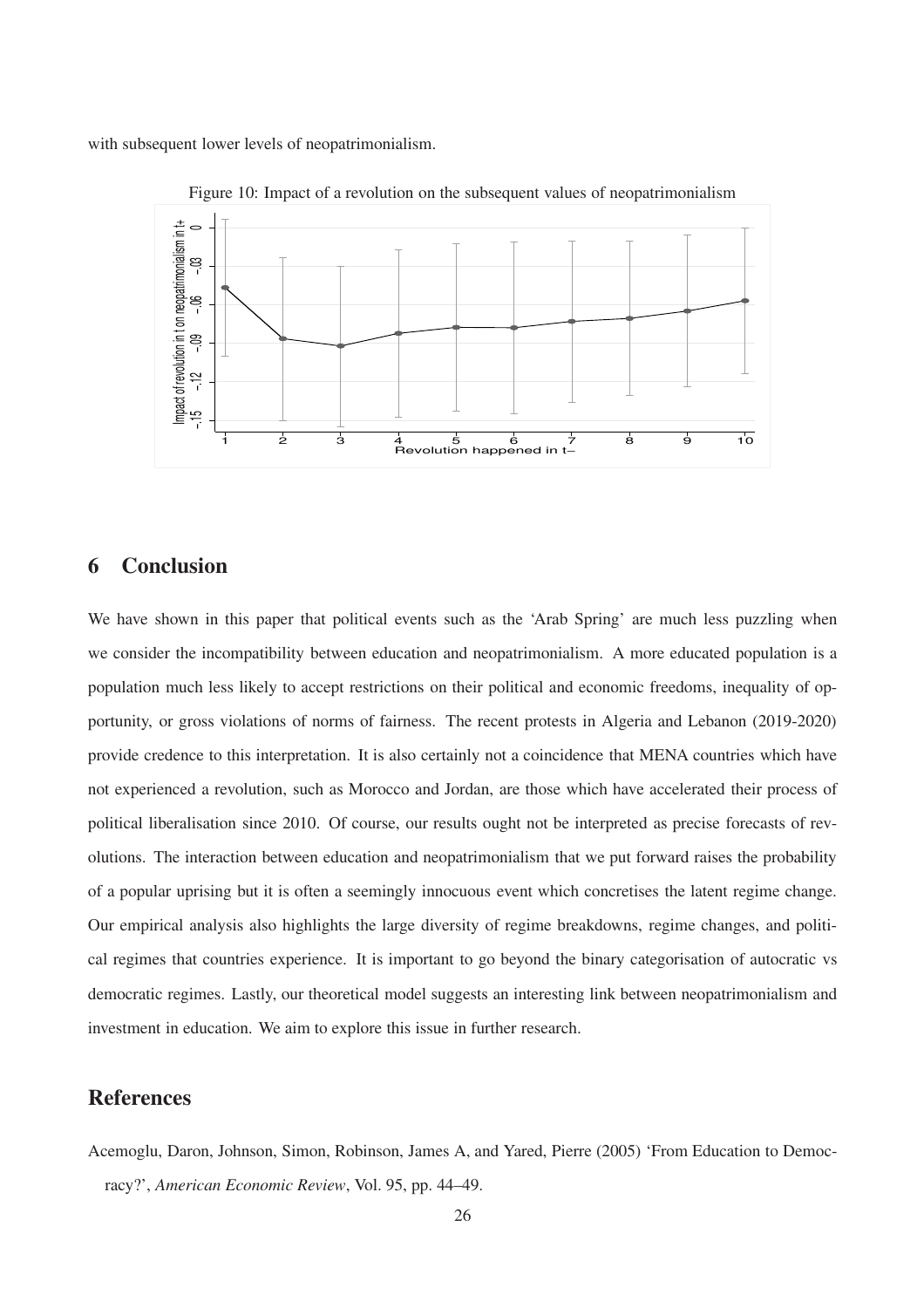with subsequent lower levels of neopatrimonialism.

Figure 10: Impact of a revolution on the subsequent values of neopatrimonialism

## 6 Conclusion

We have shown in this paper that political events such as the 'Arab Spring' are much less puzzling when we consider the incompatibility between education and neopatrimonialism. A more educated population is a population much less likely to accept restrictions on their political and economic freedoms, inequality of opportunity, or gross violations of norms of fairness. The recent protests in Algeria and Lebanon (2019-2020) provide credence to this interpretation. It is also certainly not a coincidence that MENA countries which have not experienced a revolution, such as Morocco and Jordan, are those which have accelerated their process of political liberalisation since 2010. Of course, our results ought not be interpreted as precise forecasts of revolutions. The interaction between education and neopatrimonialism that we put forward raises the probability of a popular uprising but it is often a seemingly innocuous event which concretises the latent regime change. Our empirical analysis also highlights the large diversity of regime breakdowns, regime changes, and political regimes that countries experience. It is important to go beyond the binary categorisation of autocratic vs democratic regimes. Lastly, our theoretical model suggests an interesting link between neopatrimonialism and investment in education. We aim to explore this issue in further research.

## References

Acemoglu, Daron, Johnson, Simon, Robinson, James A, and Yared, Pierre (2005) 'From Education to Democracy?', *American Economic Review*, Vol. 95, pp. 44–49.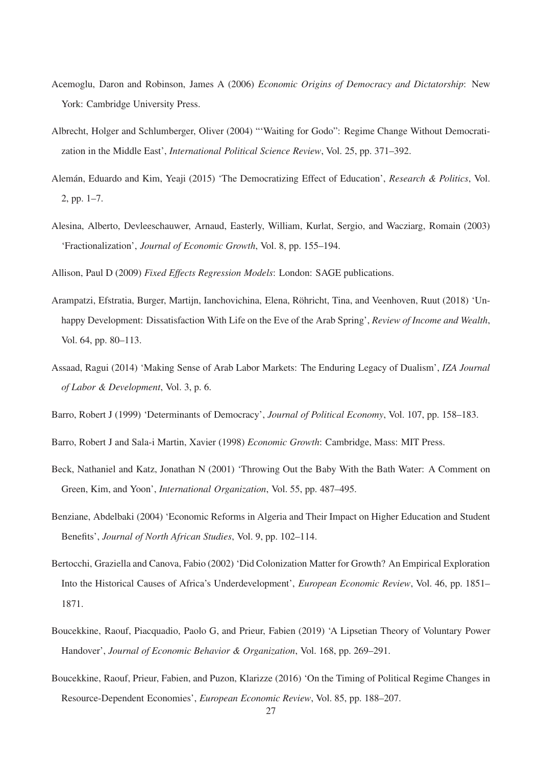Acemoglu, Daron and Robinson, James A (2006) *Economic Origins of Democracy and Dictatorship*: New York: Cambridge University Press.

Albrecht, Holger and Schlumberger, Oliver (2004) '"Waiting for Godo": Regime Change Without Democratization in the Middle East', *International Political Science Review*, Vol. 25, pp. 371–392.

Alemán, Eduardo and Kim, Yeaji (2015) 'The Democratizing Effect of Education', *Research & Politics*, Vol. 2, pp. 1–7.

Alesina, Alberto, Devleeschauwer, Arnaud, Easterly, William, Kurlat, Sergio, and Wacziarg, Romain (2003) 'Fractionalization', *Journal of Economic Growth*, Vol. 8, pp. 155–194.

Allison, Paul D (2009) *Fixed Effects Regression Models*: London: SAGE publications.

Arampatzi, Efstratia, Burger, Martijn, Ianchovichina, Elena, Röhricht, Tina, and Veenhoven, Ruut (2018) 'Unhappy Development: Dissatisfaction With Life on the Eve of the Arab Spring', *Review of Income and Wealth*, Vol. 64, pp. 80–113.

Assaad, Ragui (2014) 'Making Sense of Arab Labor Markets: The Enduring Legacy of Dualism', *IZA Journal of Labor & Development*, Vol. 3, p. 6.

Barro, Robert J (1999) 'Determinants of Democracy', *Journal of Political Economy*, Vol. 107, pp. 158–183.

Barro, Robert J and Sala-i Martin, Xavier (1998) *Economic Growth*: Cambridge, Mass: MIT Press.

Beck, Nathaniel and Katz, Jonathan N (2001) 'Throwing Out the Baby With the Bath Water: A Comment on Green, Kim, and Yoon', *International Organization*, Vol. 55, pp. 487–495.

Benziane, Abdelbaki (2004) 'Economic Reforms in Algeria and Their Impact on Higher Education and Student Benefits', *Journal of North African Studies*, Vol. 9, pp. 102–114.

Bertocchi, Graziella and Canova, Fabio (2002) 'Did Colonization Matter for Growth? An Empirical Exploration Into the Historical Causes of Africa's Underdevelopment', *European Economic Review*, Vol. 46, pp. 1851–1871.

Boucekkine, Raouf, Piacquadio, Paolo G, and Prieur, Fabien (2019) 'A Lipsetian Theory of Voluntary Power Handover', *Journal of Economic Behavior & Organization*, Vol. 168, pp. 269–291.

Boucekkine, Raouf, Prieur, Fabien, and Puzon, Klarizze (2016) 'On the Timing of Political Regime Changes in Resource-Dependent Economies', *European Economic Review*, Vol. 85, pp. 188–207.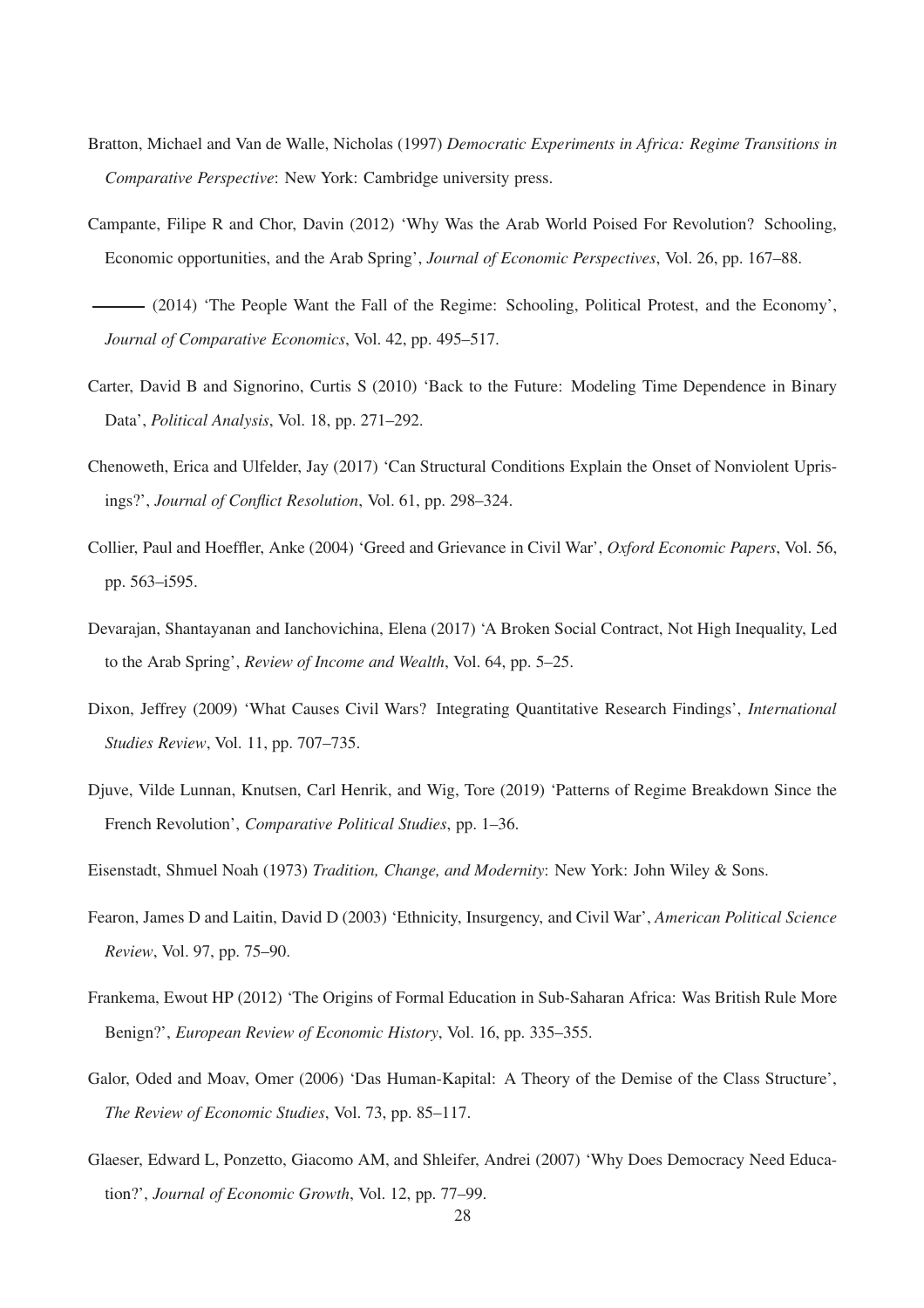Bratton, Michael and Van de Walle, Nicholas (1997) *Democratic Experiments in Africa: Regime Transitions in Comparative Perspective*: New York: Cambridge university press.

Campante, Filipe R and Chor, Davin (2012) 'Why Was the Arab World Poised For Revolution? Schooling, Economic opportunities, and the Arab Spring', *Journal of Economic Perspectives*, Vol. 26, pp. 167–88.

——— (2014) 'The People Want the Fall of the Regime: Schooling, Political Protest, and the Economy', *Journal of Comparative Economics*, Vol. 42, pp. 495–517.

Carter, David B and Signorino, Curtis S (2010) 'Back to the Future: Modeling Time Dependence in Binary Data', *Political Analysis*, Vol. 18, pp. 271–292.

Chenoweth, Erica and Ulfelder, Jay (2017) 'Can Structural Conditions Explain the Onset of Nonviolent Uprisings?', *Journal of Conflict Resolution*, Vol. 61, pp. 298–324.

Collier, Paul and Hoeffler, Anke (2004) 'Greed and Grievance in Civil War', *Oxford Economic Papers*, Vol. 56, pp. 563–i595.

Devarajan, Shantayanan and Ianchovichina, Elena (2017) 'A Broken Social Contract, Not High Inequality, Led to the Arab Spring', *Review of Income and Wealth*, Vol. 64, pp. 5–25.

Dixon, Jeffrey (2009) 'What Causes Civil Wars? Integrating Quantitative Research Findings', *International Studies Review*, Vol. 11, pp. 707–735.

Djuve, Vilde Lunnan, Knutsen, Carl Henrik, and Wig, Tore (2019) 'Patterns of Regime Breakdown Since the French Revolution', *Comparative Political Studies*, pp. 1–36.

Eisenstadt, Shmuel Noah (1973) *Tradition, Change, and Modernity*: New York: John Wiley & Sons.

Fearon, James D and Laitin, David D (2003) 'Ethnicity, Insurgency, and Civil War', *American Political Science Review*, Vol. 97, pp. 75–90.

Frankema, Ewout HP (2012) 'The Origins of Formal Education in Sub-Saharan Africa: Was British Rule More Benign?', *European Review of Economic History*, Vol. 16, pp. 335–355.

Galor, Oded and Moav, Omer (2006) 'Das Human-Kapital: A Theory of the Demise of the Class Structure', *The Review of Economic Studies*, Vol. 73, pp. 85–117.

Glaeser, Edward L, Ponzetto, Giacomo AM, and Shleifer, Andrei (2007) 'Why Does Democracy Need Education?', *Journal of Economic Growth*, Vol. 12, pp. 77–99.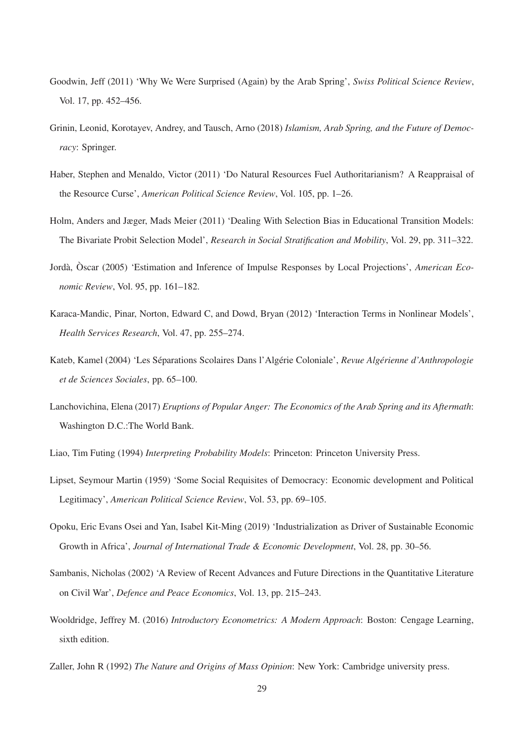Goodwin, Jeff (2011) 'Why We Were Surprised (Again) by the Arab Spring', *Swiss Political Science Review*, Vol. 17, pp. 452–456.

Grinin, Leonid, Korotayev, Andrey, and Tausch, Arno (2018) *Islamism, Arab Spring, and the Future of Democracy*: Springer.

Haber, Stephen and Menaldo, Victor (2011) 'Do Natural Resources Fuel Authoritarianism? A Reappraisal of the Resource Curse', *American Political Science Review*, Vol. 105, pp. 1–26.

Holm, Anders and Jæger, Mads Meier (2011) 'Dealing With Selection Bias in Educational Transition Models: The Bivariate Probit Selection Model', *Research in Social Stratification and Mobility*, Vol. 29, pp. 311–322.

Jordà, Òscar (2005) 'Estimation and Inference of Impulse Responses by Local Projections', *American Economic Review*, Vol. 95, pp. 161–182.

Karaca-Mandic, Pinar, Norton, Edward C, and Dowd, Bryan (2012) 'Interaction Terms in Nonlinear Models', *Health Services Research*, Vol. 47, pp. 255–274.

Kateb, Kamel (2004) 'Les Séparations Scolaires Dans l'Algérie Coloniale', *Revue Algérienne d'Anthropologie et de Sciences Sociales*, pp. 65–100.

Lanchovichina, Elena (2017) *Eruptions of Popular Anger: The Economics of the Arab Spring and its Aftermath*: Washington D.C.:The World Bank.

Liao, Tim Futing (1994) *Interpreting Probability Models*: Princeton: Princeton University Press.

Lipset, Seymour Martin (1959) 'Some Social Requisites of Democracy: Economic development and Political Legitimacy', *American Political Science Review*, Vol. 53, pp. 69–105.

Opoku, Eric Evans Osei and Yan, Isabel Kit-Ming (2019) 'Industrialization as Driver of Sustainable Economic Growth in Africa', *Journal of International Trade & Economic Development*, Vol. 28, pp. 30–56.

Sambanis, Nicholas (2002) 'A Review of Recent Advances and Future Directions in the Quantitative Literature on Civil War', *Defence and Peace Economics*, Vol. 13, pp. 215–243.

Wooldridge, Jeffrey M. (2016) *Introductory Econometrics: A Modern Approach*: Boston: Cengage Learning, sixth edition.

Zaller, John R (1992) *The Nature and Origins of Mass Opinion*: New York: Cambridge university press.